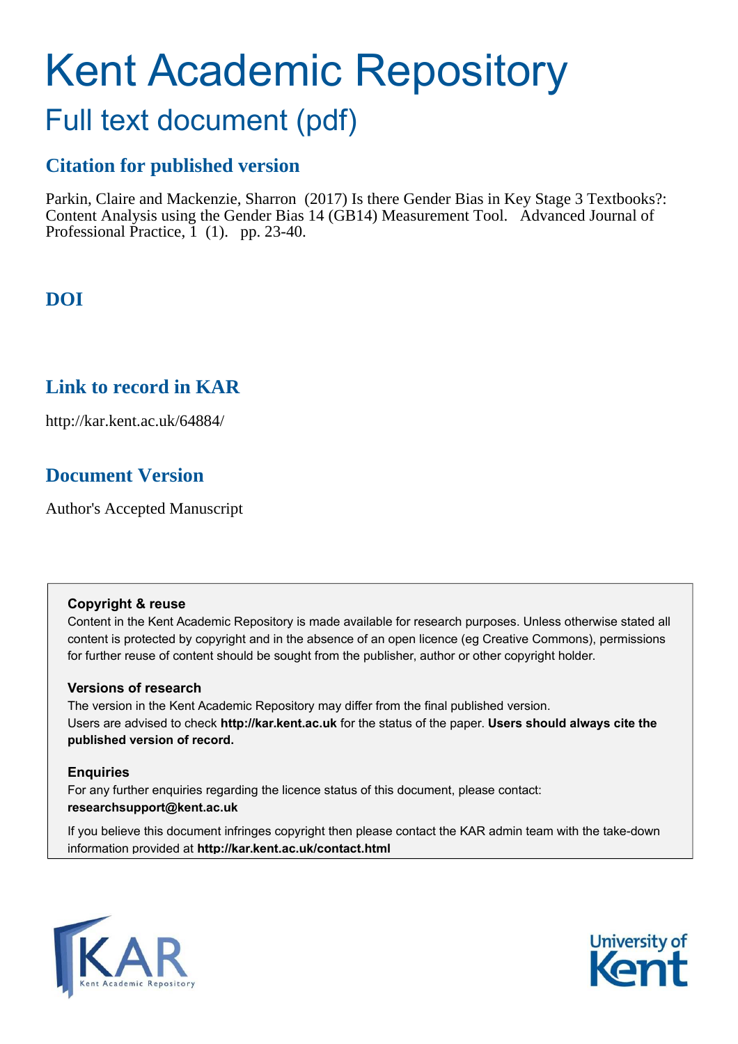# Kent Academic Repository

## Full text document (pdf)

### Citation for published version

Parkin, Claire and Mackenzie, Sharron (2017) Is there Gender Bias in Key Stage 3 Textbooks?: Content Analysis using the Gender Bias 14 (GB14) Measurement Tool. Advanced Journal of Professional Practice, 1 (1). pp. 23-40.

### DOI

### Link to record in KAR

http://kar.kent.ac.uk/64884/

### Document Version

Author's Accepted Manuscript

**Copyright & reuse**

Content in the Kent Academic Repository is made available for research purposes. Unless otherwise stated all content is protected by copyright and in the absence of an open licence (eg Creative Commons), permissions for further reuse of content should be sought from the publisher, author or other copyright holder.

**Versions of research**

The version in the Kent Academic Repository may differ from the final published version.
Users are advised to check **http://kar.kent.ac.uk** for the status of the paper. **Users should always cite the published version of record.**

**Enquiries**

For any further enquiries regarding the licence status of this document, please contact:
**researchsupport@kent.ac.uk**

If you believe this document infringes copyright then please contact the KAR admin team with the take-down information provided at **http://kar.kent.ac.uk/contact.html**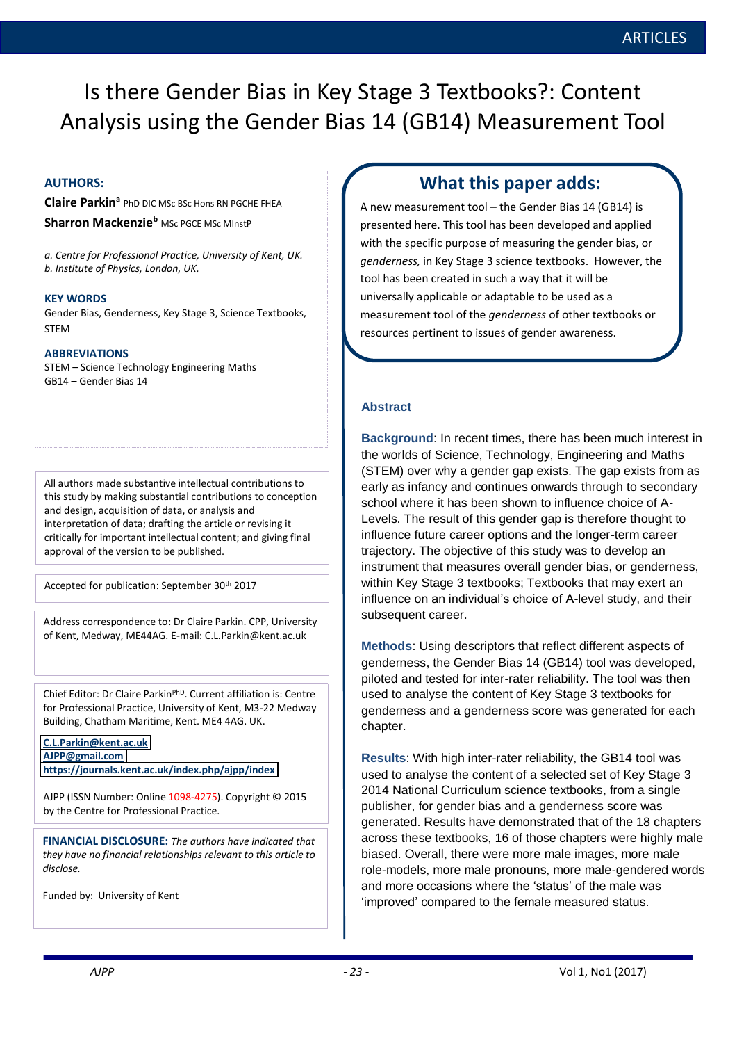# Is there Gender Bias in Key Stage 3 Textbooks?: Content Analysis using the Gender Bias 14 (GB14) Measurement Tool

**AUTHORS:**

**Claire Parkin**[a] PhD DIC MSc BSc Hons RN PGCHE FHEA

**Sharron Mackenzie**[b] MSc PGCE MSc MInstP

*a. Centre for Professional Practice, University of Kent, UK.*
*b. Institute of Physics, London, UK.*

**KEY WORDS**

Gender Bias, Genderness, Key Stage 3, Science Textbooks, STEM

**ABBREVIATIONS**

STEM – Science Technology Engineering Maths
GB14 – Gender Bias 14

All authors made substantive intellectual contributions to this study by making substantial contributions to conception and design, acquisition of data, or analysis and interpretation of data; drafting the article or revising it critically for important intellectual content; and giving final approval of the version to be published.

Accepted for publication: September 30th 2017

Address correspondence to: Dr Claire Parkin. CPP, University of Kent, Medway, ME44AG. E-mail: C.L.Parkin@kent.ac.uk

Chief Editor: Dr Claire Parkin[PhD]. Current affiliation is: Centre for Professional Practice, University of Kent, M3-22 Medway Building, Chatham Maritime, Kent. ME4 4AG. UK.

C.L.Parkin@kent.ac.uk
AJPP@gmail.com
https://journals.kent.ac.uk/index.php/ajpp/index

AJPP (ISSN Number: Online 1098-4275). Copyright © 2015 by the Centre for Professional Practice.

**FINANCIAL DISCLOSURE:** *The authors have indicated that they have no financial relationships relevant to this article to disclose.*

Funded by: University of Kent

## What this paper adds:

A new measurement tool – the Gender Bias 14 (GB14) is presented here. This tool has been developed and applied with the specific purpose of measuring the gender bias, or *genderness,* in Key Stage 3 science textbooks. However, the tool has been created in such a way that it will be universally applicable or adaptable to be used as a measurement tool of the *genderness* of other textbooks or resources pertinent to issues of gender awareness.

### Abstract

**Background**: In recent times, there has been much interest in the worlds of Science, Technology, Engineering and Maths (STEM) over why a gender gap exists. The gap exists from as early as infancy and continues onwards through to secondary school where it has been shown to influence choice of A-Levels. The result of this gender gap is therefore thought to influence future career options and the longer-term career trajectory. The objective of this study was to develop an instrument that measures overall gender bias, or genderness, within Key Stage 3 textbooks; Textbooks that may exert an influence on an individual's choice of A-level study, and their subsequent career.

**Methods**: Using descriptors that reflect different aspects of genderness, the Gender Bias 14 (GB14) tool was developed, piloted and tested for inter-rater reliability. The tool was then used to analyse the content of Key Stage 3 textbooks for genderness and a genderness score was generated for each chapter.

**Results**: With high inter-rater reliability, the GB14 tool was used to analyse the content of a selected set of Key Stage 3 2014 National Curriculum science textbooks, from a single publisher, for gender bias and a genderness score was generated. Results have demonstrated that of the 18 chapters across these textbooks, 16 of those chapters were highly male biased. Overall, there were more male images, more male role-models, more male pronouns, more male-gendered words and more occasions where the 'status' of the male was 'improved' compared to the female measured status.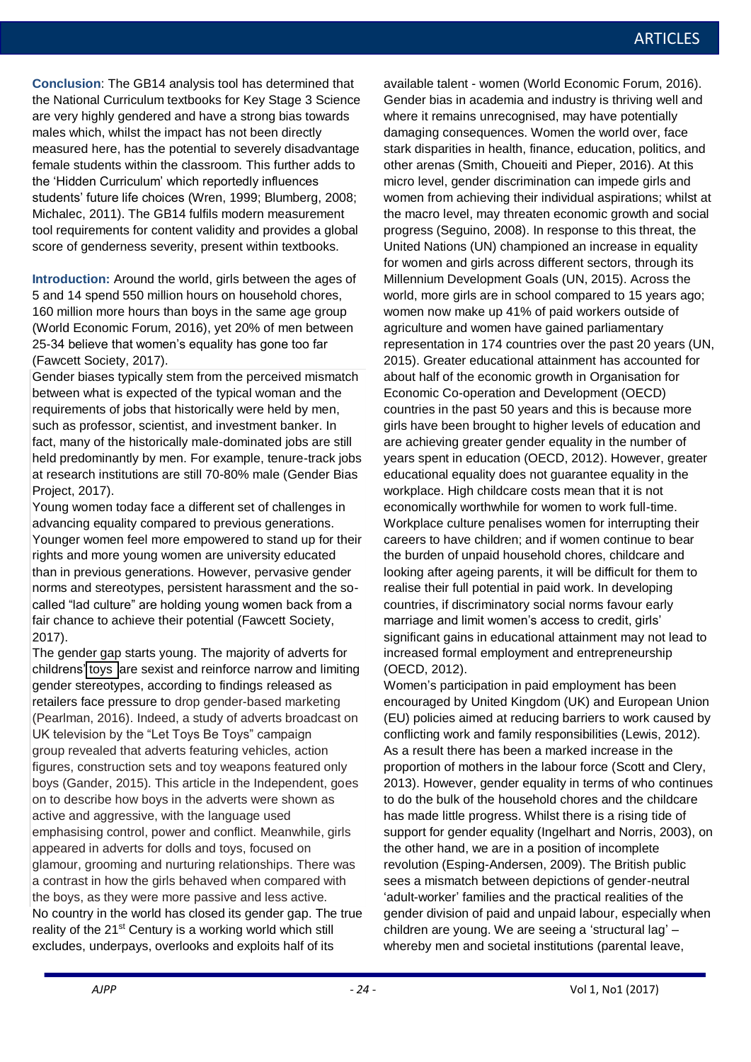**Conclusion**: The GB14 analysis tool has determined that the National Curriculum textbooks for Key Stage 3 Science are very highly gendered and have a strong bias towards males which, whilst the impact has not been directly measured here, has the potential to severely disadvantage female students within the classroom. This further adds to the 'Hidden Curriculum' which reportedly influences students' future life choices (Wren, 1999; Blumberg, 2008; Michalec, 2011). The GB14 fulfils modern measurement tool requirements for content validity and provides a global score of genderness severity, present within textbooks.

**Introduction:** Around the world, girls between the ages of 5 and 14 spend 550 million hours on household chores, 160 million more hours than boys in the same age group (World Economic Forum, 2016), yet 20% of men between 25-34 believe that women's equality has gone too far (Fawcett Society, 2017).

Gender biases typically stem from the perceived mismatch between what is expected of the typical woman and the requirements of jobs that historically were held by men, such as professor, scientist, and investment banker. In fact, many of the historically male-dominated jobs are still held predominantly by men. For example, tenure-track jobs at research institutions are still 70-80% male (Gender Bias Project, 2017).

Young women today face a different set of challenges in advancing equality compared to previous generations. Younger women feel more empowered to stand up for their rights and more young women are university educated than in previous generations. However, pervasive gender norms and stereotypes, persistent harassment and the so-called "lad culture" are holding young women back from a fair chance to achieve their potential (Fawcett Society, 2017).

The gender gap starts young. The majority of adverts for childrens' toys are sexist and reinforce narrow and limiting gender stereotypes, according to findings released as retailers face pressure to drop gender-based marketing (Pearlman, 2016). Indeed, a study of adverts broadcast on UK television by the "Let Toys Be Toys" campaign group revealed that adverts featuring vehicles, action figures, construction sets and toy weapons featured only boys (Gander, 2015). This article in the Independent, goes on to describe how boys in the adverts were shown as active and aggressive, with the language used emphasising control, power and conflict. Meanwhile, girls appeared in adverts for dolls and toys, focused on glamour, grooming and nurturing relationships. There was a contrast in how the girls behaved when compared with the boys, as they were more passive and less active.

No country in the world has closed its gender gap. The true reality of the 21st Century is a working world which still excludes, underpays, overlooks and exploits half of its available talent - women (World Economic Forum, 2016). Gender bias in academia and industry is thriving well and where it remains unrecognised, may have potentially damaging consequences. Women the world over, face stark disparities in health, finance, education, politics, and other arenas (Smith, Choueiti and Pieper, 2016). At this micro level, gender discrimination can impede girls and women from achieving their individual aspirations; whilst at the macro level, may threaten economic growth and social progress (Seguino, 2008). In response to this threat, the United Nations (UN) championed an increase in equality for women and girls across different sectors, through its Millennium Development Goals (UN, 2015). Across the world, more girls are in school compared to 15 years ago; women now make up 41% of paid workers outside of agriculture and women have gained parliamentary representation in 174 countries over the past 20 years (UN, 2015). Greater educational attainment has accounted for about half of the economic growth in Organisation for Economic Co-operation and Development (OECD) countries in the past 50 years and this is because more girls have been brought to higher levels of education and are achieving greater gender equality in the number of years spent in education (OECD, 2012). However, greater educational equality does not guarantee equality in the workplace. High childcare costs mean that it is not economically worthwhile for women to work full-time. Workplace culture penalises women for interrupting their careers to have children; and if women continue to bear the burden of unpaid household chores, childcare and looking after ageing parents, it will be difficult for them to realise their full potential in paid work. In developing countries, if discriminatory social norms favour early marriage and limit women's access to credit, girls' significant gains in educational attainment may not lead to increased formal employment and entrepreneurship (OECD, 2012).

Women's participation in paid employment has been encouraged by United Kingdom (UK) and European Union (EU) policies aimed at reducing barriers to work caused by conflicting work and family responsibilities (Lewis, 2012). As a result there has been a marked increase in the proportion of mothers in the labour force (Scott and Clery, 2013). However, gender equality in terms of who continues to do the bulk of the household chores and the childcare has made little progress. Whilst there is a rising tide of support for gender equality (Ingelhart and Norris, 2003), on the other hand, we are in a position of incomplete revolution (Esping-Andersen, 2009). The British public sees a mismatch between depictions of gender-neutral 'adult-worker' families and the practical realities of the gender division of paid and unpaid labour, especially when children are young. We are seeing a 'structural lag' – whereby men and societal institutions (parental leave,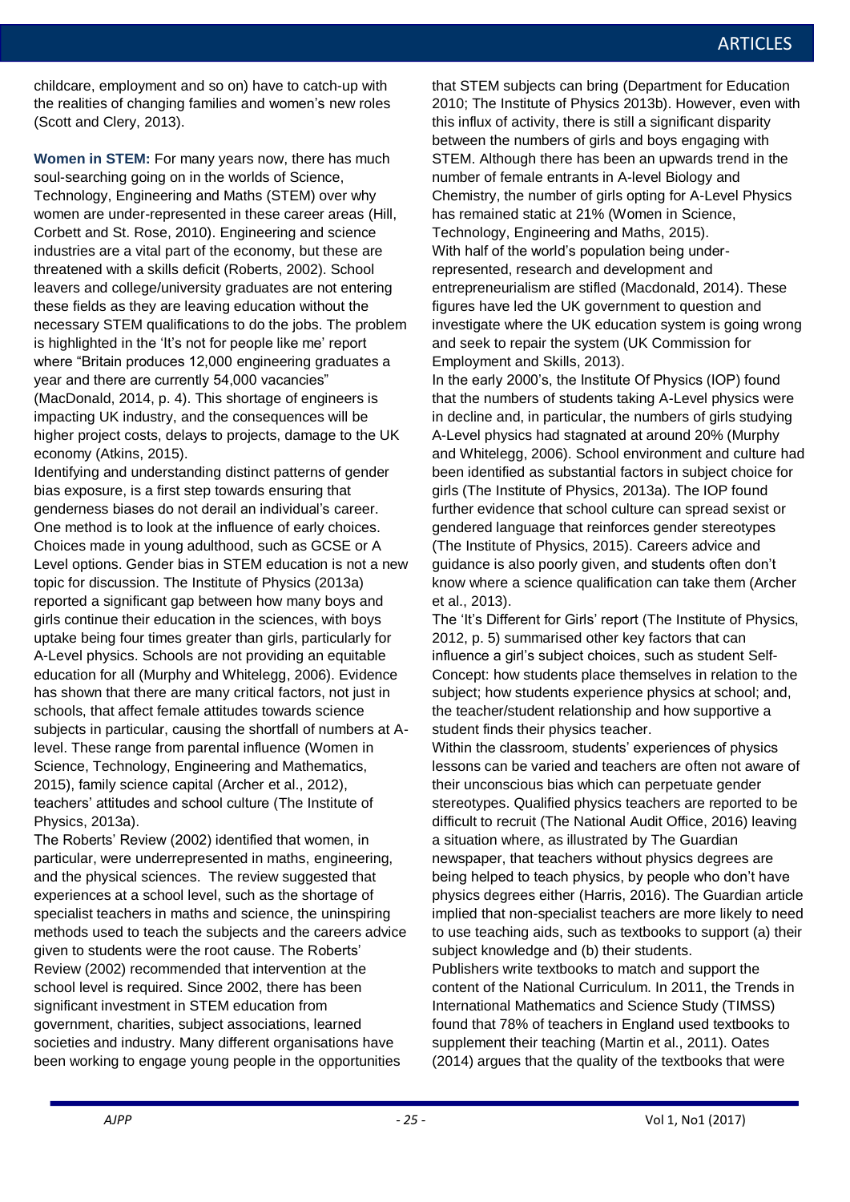childcare, employment and so on) have to catch-up with the realities of changing families and women's new roles (Scott and Clery, 2013).

**Women in STEM:** For many years now, there has much soul-searching going on in the worlds of Science, Technology, Engineering and Maths (STEM) over why women are under-represented in these career areas (Hill, Corbett and St. Rose, 2010). Engineering and science industries are a vital part of the economy, but these are threatened with a skills deficit (Roberts, 2002). School leavers and college/university graduates are not entering these fields as they are leaving education without the necessary STEM qualifications to do the jobs. The problem is highlighted in the 'It's not for people like me' report where "Britain produces 12,000 engineering graduates a year and there are currently 54,000 vacancies" (MacDonald, 2014, p. 4). This shortage of engineers is impacting UK industry, and the consequences will be higher project costs, delays to projects, damage to the UK economy (Atkins, 2015).

Identifying and understanding distinct patterns of gender bias exposure, is a first step towards ensuring that genderness biases do not derail an individual's career. One method is to look at the influence of early choices. Choices made in young adulthood, such as GCSE or A Level options. Gender bias in STEM education is not a new topic for discussion. The Institute of Physics (2013a) reported a significant gap between how many boys and girls continue their education in the sciences, with boys uptake being four times greater than girls, particularly for A-Level physics. Schools are not providing an equitable education for all (Murphy and Whitelegg, 2006). Evidence has shown that there are many critical factors, not just in schools, that affect female attitudes towards science subjects in particular, causing the shortfall of numbers at A-level. These range from parental influence (Women in Science, Technology, Engineering and Mathematics, 2015), family science capital (Archer et al., 2012), teachers' attitudes and school culture (The Institute of Physics, 2013a).

The Roberts' Review (2002) identified that women, in particular, were underrepresented in maths, engineering, and the physical sciences. The review suggested that experiences at a school level, such as the shortage of specialist teachers in maths and science, the uninspiring methods used to teach the subjects and the careers advice given to students were the root cause. The Roberts' Review (2002) recommended that intervention at the school level is required. Since 2002, there has been significant investment in STEM education from government, charities, subject associations, learned societies and industry. Many different organisations have been working to engage young people in the opportunities that STEM subjects can bring (Department for Education 2010; The Institute of Physics 2013b). However, even with this influx of activity, there is still a significant disparity between the numbers of girls and boys engaging with STEM. Although there has been an upwards trend in the number of female entrants in A-level Biology and Chemistry, the number of girls opting for A-Level Physics has remained static at 21% (Women in Science, Technology, Engineering and Maths, 2015).

With half of the world's population being under-represented, research and development and entrepreneurialism are stifled (Macdonald, 2014). These figures have led the UK government to question and investigate where the UK education system is going wrong and seek to repair the system (UK Commission for Employment and Skills, 2013).

In the early 2000's, the Institute Of Physics (IOP) found that the numbers of students taking A-Level physics were in decline and, in particular, the numbers of girls studying A-Level physics had stagnated at around 20% (Murphy and Whitelegg, 2006). School environment and culture had been identified as substantial factors in subject choice for girls (The Institute of Physics, 2013a). The IOP found further evidence that school culture can spread sexist or gendered language that reinforces gender stereotypes (The Institute of Physics, 2015). Careers advice and guidance is also poorly given, and students often don't know where a science qualification can take them (Archer et al., 2013).

The 'It's Different for Girls' report (The Institute of Physics, 2012, p. 5) summarised other key factors that can influence a girl's subject choices, such as student Self-Concept: how students place themselves in relation to the subject; how students experience physics at school; and, the teacher/student relationship and how supportive a student finds their physics teacher.

Within the classroom, students' experiences of physics lessons can be varied and teachers are often not aware of their unconscious bias which can perpetuate gender stereotypes. Qualified physics teachers are reported to be difficult to recruit (The National Audit Office, 2016) leaving a situation where, as illustrated by The Guardian newspaper, that teachers without physics degrees are being helped to teach physics, by people who don't have physics degrees either (Harris, 2016). The Guardian article implied that non-specialist teachers are more likely to need to use teaching aids, such as textbooks to support (a) their subject knowledge and (b) their students.

Publishers write textbooks to match and support the content of the National Curriculum. In 2011, the Trends in International Mathematics and Science Study (TIMSS) found that 78% of teachers in England used textbooks to supplement their teaching (Martin et al., 2011). Oates (2014) argues that the quality of the textbooks that were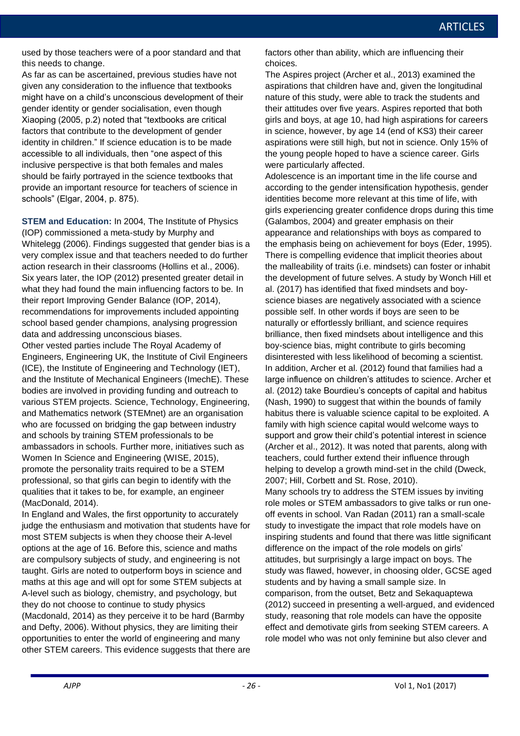used by those teachers were of a poor standard and that this needs to change.

As far as can be ascertained, previous studies have not given any consideration to the influence that textbooks might have on a child's unconscious development of their gender identity or gender socialisation, even though Xiaoping (2005, p.2) noted that "textbooks are critical factors that contribute to the development of gender identity in children." If science education is to be made accessible to all individuals, then "one aspect of this inclusive perspective is that both females and males should be fairly portrayed in the science textbooks that provide an important resource for teachers of science in schools" (Elgar, 2004, p. 875).

**STEM and Education:** In 2004, The Institute of Physics (IOP) commissioned a meta-study by Murphy and Whitelegg (2006). Findings suggested that gender bias is a very complex issue and that teachers needed to do further action research in their classrooms (Hollins et al., 2006). Six years later, the IOP (2012) presented greater detail in what they had found the main influencing factors to be. In their report Improving Gender Balance (IOP, 2014), recommendations for improvements included appointing school based gender champions, analysing progression data and addressing unconscious biases.

Other vested parties include The Royal Academy of Engineers, Engineering UK, the Institute of Civil Engineers (ICE), the Institute of Engineering and Technology (IET), and the Institute of Mechanical Engineers (ImechE). These bodies are involved in providing funding and outreach to various STEM projects. Science, Technology, Engineering, and Mathematics network (STEMnet) are an organisation who are focussed on bridging the gap between industry and schools by training STEM professionals to be ambassadors in schools. Further more, initiatives such as Women In Science and Engineering (WISE, 2015), promote the personality traits required to be a STEM professional, so that girls can begin to identify with the qualities that it takes to be, for example, an engineer (MacDonald, 2014).

In England and Wales, the first opportunity to accurately judge the enthusiasm and motivation that students have for most STEM subjects is when they choose their A-level options at the age of 16. Before this, science and maths are compulsory subjects of study, and engineering is not taught. Girls are noted to outperform boys in science and maths at this age and will opt for some STEM subjects at A-level such as biology, chemistry, and psychology, but they do not choose to continue to study physics (Macdonald, 2014) as they perceive it to be hard (Barmby and Defty, 2006). Without physics, they are limiting their opportunities to enter the world of engineering and many other STEM careers. This evidence suggests that there are factors other than ability, which are influencing their choices.

The Aspires project (Archer et al., 2013) examined the aspirations that children have and, given the longitudinal nature of this study, were able to track the students and their attitudes over five years. Aspires reported that both girls and boys, at age 10, had high aspirations for careers in science, however, by age 14 (end of KS3) their career aspirations were still high, but not in science. Only 15% of the young people hoped to have a science career. Girls were particularly affected.

Adolescence is an important time in the life course and according to the gender intensification hypothesis, gender identities become more relevant at this time of life, with girls experiencing greater confidence drops during this time (Galambos, 2004) and greater emphasis on their appearance and relationships with boys as compared to the emphasis being on achievement for boys (Eder, 1995). There is compelling evidence that implicit theories about the malleability of traits (i.e. mindsets) can foster or inhabit the development of future selves. A study by Wonch Hill et al. (2017) has identified that fixed mindsets and boy-science biases are negatively associated with a science possible self. In other words if boys are seen to be naturally or effortlessly brilliant, and science requires brilliance, then fixed mindsets about intelligence and this boy-science bias, might contribute to girls becoming disinterested with less likelihood of becoming a scientist. In addition, Archer et al. (2012) found that families had a large influence on children's attitudes to science. Archer et al. (2012) take Bourdieu's concepts of capital and habitus (Nash, 1990) to suggest that within the bounds of family habitus there is valuable science capital to be exploited. A family with high science capital would welcome ways to support and grow their child's potential interest in science (Archer et al., 2012). It was noted that parents, along with teachers, could further extend their influence through helping to develop a growth mind-set in the child (Dweck, 2007; Hill, Corbett and St. Rose, 2010).

Many schools try to address the STEM issues by inviting role moles or STEM ambassadors to give talks or run one-off events in school. Van Radan (2011) ran a small-scale study to investigate the impact that role models have on inspiring students and found that there was little significant difference on the impact of the role models on girls' attitudes, but surprisingly a large impact on boys. The study was flawed, however, in choosing older, GCSE aged students and by having a small sample size. In comparison, from the outset, Betz and Sekaquaptewa (2012) succeed in presenting a well-argued, and evidenced study, reasoning that role models can have the opposite effect and demotivate girls from seeking STEM careers. A role model who was not only feminine but also clever and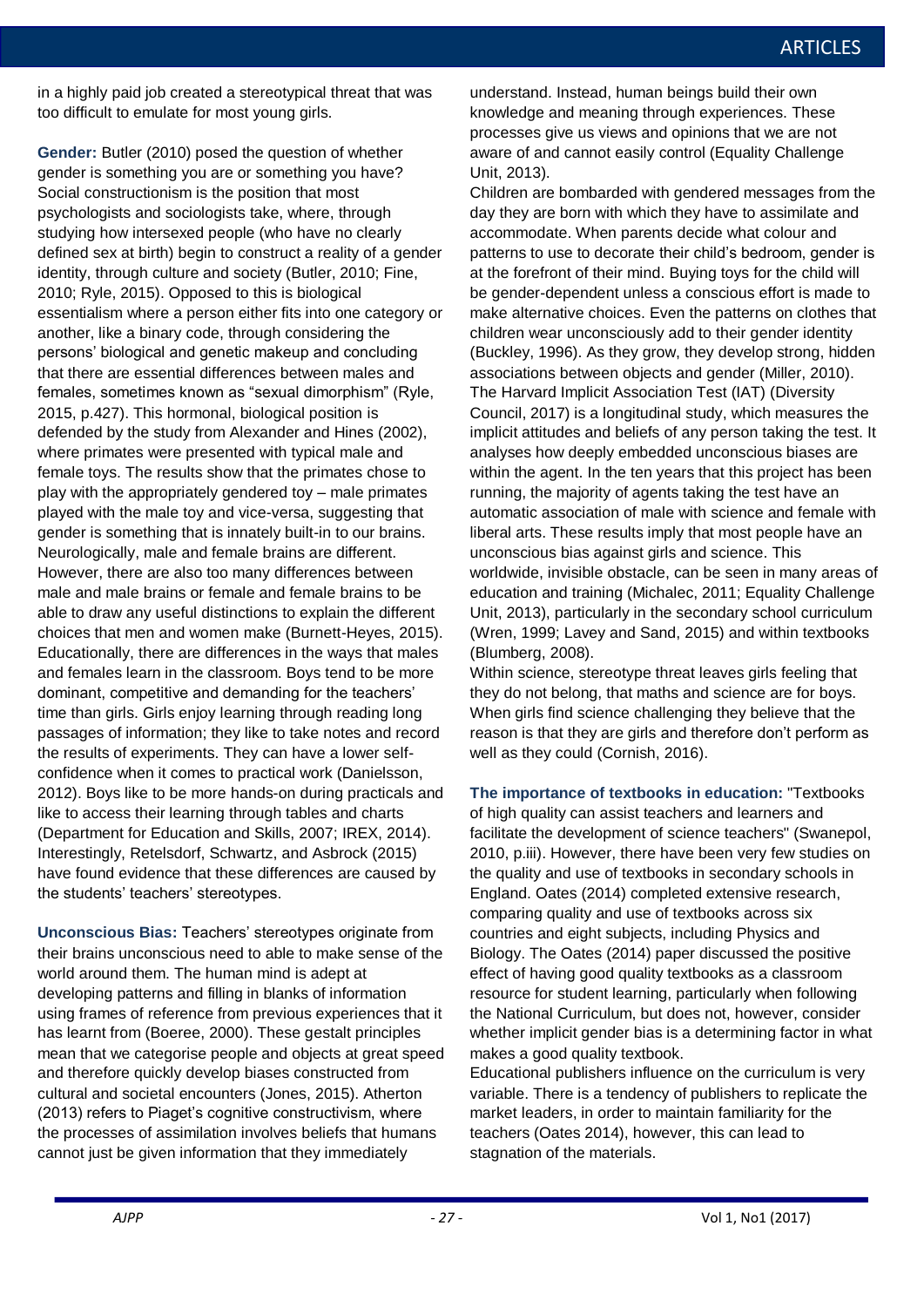in a highly paid job created a stereotypical threat that was too difficult to emulate for most young girls.

**Gender:** Butler (2010) posed the question of whether gender is something you are or something you have? Social constructionism is the position that most psychologists and sociologists take, where, through studying how intersexed people (who have no clearly defined sex at birth) begin to construct a reality of a gender identity, through culture and society (Butler, 2010; Fine, 2010; Ryle, 2015). Opposed to this is biological essentialism where a person either fits into one category or another, like a binary code, through considering the persons' biological and genetic makeup and concluding that there are essential differences between males and females, sometimes known as "sexual dimorphism" (Ryle, 2015, p.427). This hormonal, biological position is defended by the study from Alexander and Hines (2002), where primates were presented with typical male and female toys. The results show that the primates chose to play with the appropriately gendered toy – male primates played with the male toy and vice-versa, suggesting that gender is something that is innately built-in to our brains. Neurologically, male and female brains are different. However, there are also too many differences between male and male brains or female and female brains to be able to draw any useful distinctions to explain the different choices that men and women make (Burnett-Heyes, 2015). Educationally, there are differences in the ways that males and females learn in the classroom. Boys tend to be more dominant, competitive and demanding for the teachers' time than girls. Girls enjoy learning through reading long passages of information; they like to take notes and record the results of experiments. They can have a lower self-confidence when it comes to practical work (Danielsson, 2012). Boys like to be more hands-on during practicals and like to access their learning through tables and charts (Department for Education and Skills, 2007; IREX, 2014). Interestingly, Retelsdorf, Schwartz, and Asbrock (2015) have found evidence that these differences are caused by the students' teachers' stereotypes.

**Unconscious Bias:** Teachers' stereotypes originate from their brains unconscious need to able to make sense of the world around them. The human mind is adept at developing patterns and filling in blanks of information using frames of reference from previous experiences that it has learnt from (Boeree, 2000). These gestalt principles mean that we categorise people and objects at great speed and therefore quickly develop biases constructed from cultural and societal encounters (Jones, 2015). Atherton (2013) refers to Piaget's cognitive constructivism, where the processes of assimilation involves beliefs that humans cannot just be given information that they immediately understand. Instead, human beings build their own knowledge and meaning through experiences. These processes give us views and opinions that we are not aware of and cannot easily control (Equality Challenge Unit, 2013).

Children are bombarded with gendered messages from the day they are born with which they have to assimilate and accommodate. When parents decide what colour and patterns to use to decorate their child's bedroom, gender is at the forefront of their mind. Buying toys for the child will be gender-dependent unless a conscious effort is made to make alternative choices. Even the patterns on clothes that children wear unconsciously add to their gender identity (Buckley, 1996). As they grow, they develop strong, hidden associations between objects and gender (Miller, 2010). The Harvard Implicit Association Test (IAT) (Diversity Council, 2017) is a longitudinal study, which measures the implicit attitudes and beliefs of any person taking the test. It analyses how deeply embedded unconscious biases are within the agent. In the ten years that this project has been running, the majority of agents taking the test have an automatic association of male with science and female with liberal arts. These results imply that most people have an unconscious bias against girls and science. This worldwide, invisible obstacle, can be seen in many areas of education and training (Michalec, 2011; Equality Challenge Unit, 2013), particularly in the secondary school curriculum (Wren, 1999; Lavey and Sand, 2015) and within textbooks (Blumberg, 2008).

Within science, stereotype threat leaves girls feeling that they do not belong, that maths and science are for boys. When girls find science challenging they believe that the reason is that they are girls and therefore don't perform as well as they could (Cornish, 2016).

**The importance of textbooks in education:** "Textbooks of high quality can assist teachers and learners and facilitate the development of science teachers" (Swanepol, 2010, p.iii). However, there have been very few studies on the quality and use of textbooks in secondary schools in England. Oates (2014) completed extensive research, comparing quality and use of textbooks across six countries and eight subjects, including Physics and Biology. The Oates (2014) paper discussed the positive effect of having good quality textbooks as a classroom resource for student learning, particularly when following the National Curriculum, but does not, however, consider whether implicit gender bias is a determining factor in what makes a good quality textbook.

Educational publishers influence on the curriculum is very variable. There is a tendency of publishers to replicate the market leaders, in order to maintain familiarity for the teachers (Oates 2014), however, this can lead to stagnation of the materials.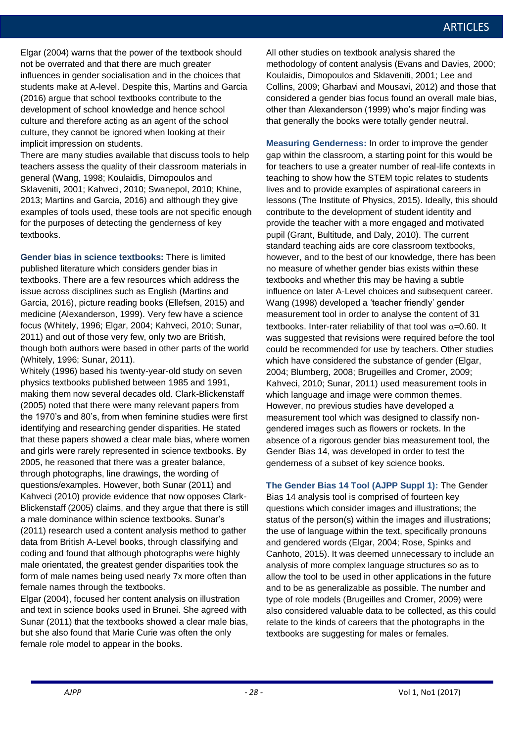Elgar (2004) warns that the power of the textbook should not be overrated and that there are much greater influences in gender socialisation and in the choices that students make at A-level. Despite this, Martins and Garcia (2016) argue that school textbooks contribute to the development of school knowledge and hence school culture and therefore acting as an agent of the school culture, they cannot be ignored when looking at their implicit impression on students.

There are many studies available that discuss tools to help teachers assess the quality of their classroom materials in general (Wang, 1998; Koulaidis, Dimopoulos and Sklaveniti, 2001; Kahveci, 2010; Swanepol, 2010; Khine, 2013; Martins and Garcia, 2016) and although they give examples of tools used, these tools are not specific enough for the purposes of detecting the genderness of key textbooks.

**Gender bias in science textbooks:** There is limited published literature which considers gender bias in textbooks. There are a few resources which address the issue across disciplines such as English (Martins and Garcia, 2016), picture reading books (Ellefsen, 2015) and medicine (Alexanderson, 1999). Very few have a science focus (Whitely, 1996; Elgar, 2004; Kahveci, 2010; Sunar, 2011) and out of those very few, only two are British, though both authors were based in other parts of the world (Whitely, 1996; Sunar, 2011).

Whitely (1996) based his twenty-year-old study on seven physics textbooks published between 1985 and 1991, making them now several decades old. Clark-Blickenstaff (2005) noted that there were many relevant papers from the 1970's and 80's, from when feminine studies were first identifying and researching gender disparities. He stated that these papers showed a clear male bias, where women and girls were rarely represented in science textbooks. By 2005, he reasoned that there was a greater balance, through photographs, line drawings, the wording of questions/examples. However, both Sunar (2011) and Kahveci (2010) provide evidence that now opposes Clark-Blickenstaff (2005) claims, and they argue that there is still a male dominance within science textbooks. Sunar's (2011) research used a content analysis method to gather data from British A-Level books, through classifying and coding and found that although photographs were highly male orientated, the greatest gender disparities took the form of male names being used nearly 7x more often than female names through the textbooks.

Elgar (2004), focused her content analysis on illustration and text in science books used in Brunei. She agreed with Sunar (2011) that the textbooks showed a clear male bias, but she also found that Marie Curie was often the only female role model to appear in the books.

All other studies on textbook analysis shared the methodology of content analysis (Evans and Davies, 2000; Koulaidis, Dimopoulos and Sklaveniti, 2001; Lee and Collins, 2009; Gharbavi and Mousavi, 2012) and those that considered a gender bias focus found an overall male bias, other than Alexanderson (1999) who's major finding was that generally the books were totally gender neutral.

**Measuring Genderness:** In order to improve the gender gap within the classroom, a starting point for this would be for teachers to use a greater number of real-life contexts in teaching to show how the STEM topic relates to students lives and to provide examples of aspirational careers in lessons (The Institute of Physics, 2015). Ideally, this should contribute to the development of student identity and provide the teacher with a more engaged and motivated pupil (Grant, Bultitude, and Daly, 2010). The current standard teaching aids are core classroom textbooks, however, and to the best of our knowledge, there has been no measure of whether gender bias exists within these textbooks and whether this may be having a subtle influence on later A-Level choices and subsequent career. Wang (1998) developed a 'teacher friendly' gender measurement tool in order to analyse the content of 31 textbooks. Inter-rater reliability of that tool was $\alpha$=0.60. It was suggested that revisions were required before the tool could be recommended for use by teachers. Other studies which have considered the substance of gender (Elgar, 2004; Blumberg, 2008; Brugeilles and Cromer, 2009; Kahveci, 2010; Sunar, 2011) used measurement tools in which language and image were common themes. However, no previous studies have developed a measurement tool which was designed to classify non-gendered images such as flowers or rockets. In the absence of a rigorous gender bias measurement tool, the Gender Bias 14, was developed in order to test the genderness of a subset of key science books.

**The Gender Bias 14 Tool (AJPP Suppl 1):** The Gender Bias 14 analysis tool is comprised of fourteen key questions which consider images and illustrations; the status of the person(s) within the images and illustrations; the use of language within the text, specifically pronouns and gendered words (Elgar, 2004; Rose, Spinks and Canhoto, 2015). It was deemed unnecessary to include an analysis of more complex language structures so as to allow the tool to be used in other applications in the future and to be as generalizable as possible. The number and type of role models (Brugeilles and Cromer, 2009) were also considered valuable data to be collected, as this could relate to the kinds of careers that the photographs in the textbooks are suggesting for males or females.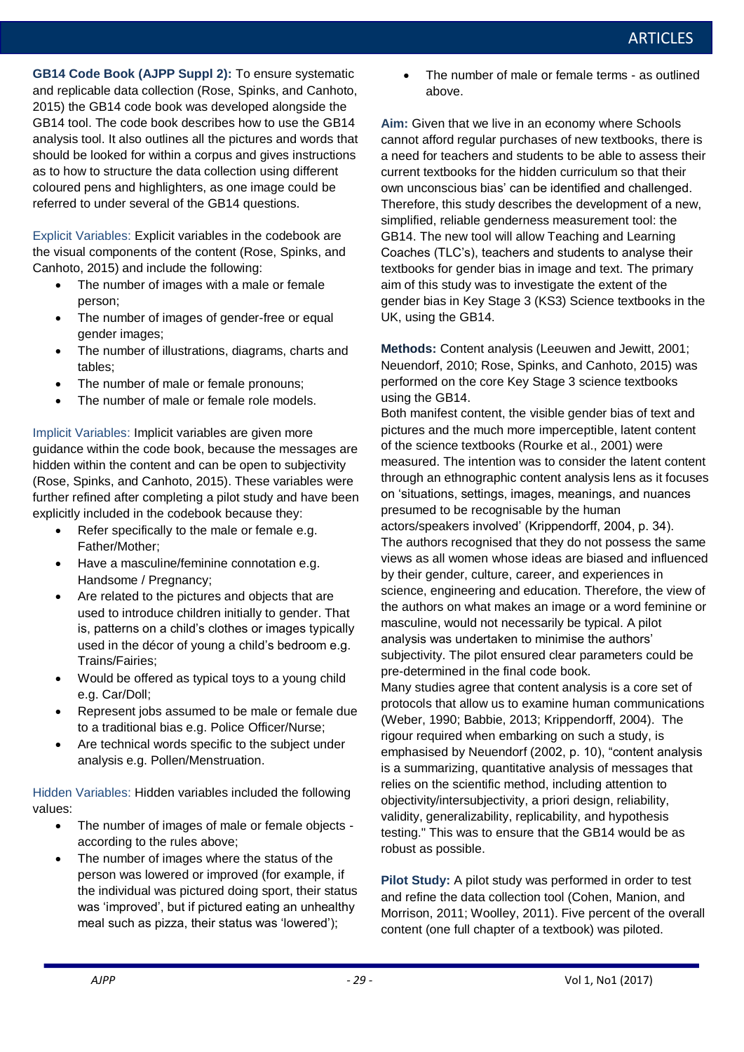**GB14 Code Book (AJPP Suppl 2):** To ensure systematic and replicable data collection (Rose, Spinks, and Canhoto, 2015) the GB14 code book was developed alongside the GB14 analysis tool. The code book describes how to use the GB14 tool. It also outlines all the pictures and words that should be looked for within a corpus and gives instructions as to how to structure the data collection using different coloured pens and highlighters, as one image could be referred to under several of the GB14 questions.

Explicit Variables: Explicit variables in the codebook are the visual components of the content (Rose, Spinks, and Canhoto, 2015) and include the following:

- The number of images with a male or female person;
- The number of images of gender-free or equal gender images;
- The number of illustrations, diagrams, charts and tables;
- The number of male or female pronouns;
- The number of male or female role models.

Implicit Variables: Implicit variables are given more guidance within the code book, because the messages are hidden within the content and can be open to subjectivity (Rose, Spinks, and Canhoto, 2015). These variables were further refined after completing a pilot study and have been explicitly included in the codebook because they:

- Refer specifically to the male or female e.g. Father/Mother;
- Have a masculine/feminine connotation e.g. Handsome / Pregnancy;
- Are related to the pictures and objects that are used to introduce children initially to gender. That is, patterns on a child's clothes or images typically used in the décor of young a child's bedroom e.g. Trains/Fairies;
- Would be offered as typical toys to a young child e.g. Car/Doll;
- Represent jobs assumed to be male or female due to a traditional bias e.g. Police Officer/Nurse;
- Are technical words specific to the subject under analysis e.g. Pollen/Menstruation.

Hidden Variables: Hidden variables included the following values:

- The number of images of male or female objects - according to the rules above;
- The number of images where the status of the person was lowered or improved (for example, if the individual was pictured doing sport, their status was 'improved', but if pictured eating an unhealthy meal such as pizza, their status was 'lowered');
- The number of male or female terms - as outlined above.

**Aim:** Given that we live in an economy where Schools cannot afford regular purchases of new textbooks, there is a need for teachers and students to be able to assess their current textbooks for the hidden curriculum so that their own unconscious bias' can be identified and challenged. Therefore, this study describes the development of a new, simplified, reliable genderness measurement tool: the GB14. The new tool will allow Teaching and Learning Coaches (TLC's), teachers and students to analyse their textbooks for gender bias in image and text. The primary aim of this study was to investigate the extent of the gender bias in Key Stage 3 (KS3) Science textbooks in the UK, using the GB14.

**Methods:** Content analysis (Leeuwen and Jewitt, 2001; Neuendorf, 2010; Rose, Spinks, and Canhoto, 2015) was performed on the core Key Stage 3 science textbooks using the GB14.

Both manifest content, the visible gender bias of text and pictures and the much more imperceptible, latent content of the science textbooks (Rourke et al., 2001) were measured. The intention was to consider the latent content through an ethnographic content analysis lens as it focuses on 'situations, settings, images, meanings, and nuances presumed to be recognisable by the human actors/speakers involved' (Krippendorff, 2004, p. 34).

The authors recognised that they do not possess the same views as all women whose ideas are biased and influenced by their gender, culture, career, and experiences in science, engineering and education. Therefore, the view of the authors on what makes an image or a word feminine or masculine, would not necessarily be typical. A pilot analysis was undertaken to minimise the authors' subjectivity. The pilot ensured clear parameters could be pre-determined in the final code book.

Many studies agree that content analysis is a core set of protocols that allow us to examine human communications (Weber, 1990; Babbie, 2013; Krippendorff, 2004). The rigour required when embarking on such a study, is emphasised by Neuendorf (2002, p. 10), "content analysis is a summarizing, quantitative analysis of messages that relies on the scientific method, including attention to objectivity/intersubjectivity, a priori design, reliability, validity, generalizability, replicability, and hypothesis testing." This was to ensure that the GB14 would be as robust as possible.

**Pilot Study:** A pilot study was performed in order to test and refine the data collection tool (Cohen, Manion, and Morrison, 2011; Woolley, 2011). Five percent of the overall content (one full chapter of a textbook) was piloted.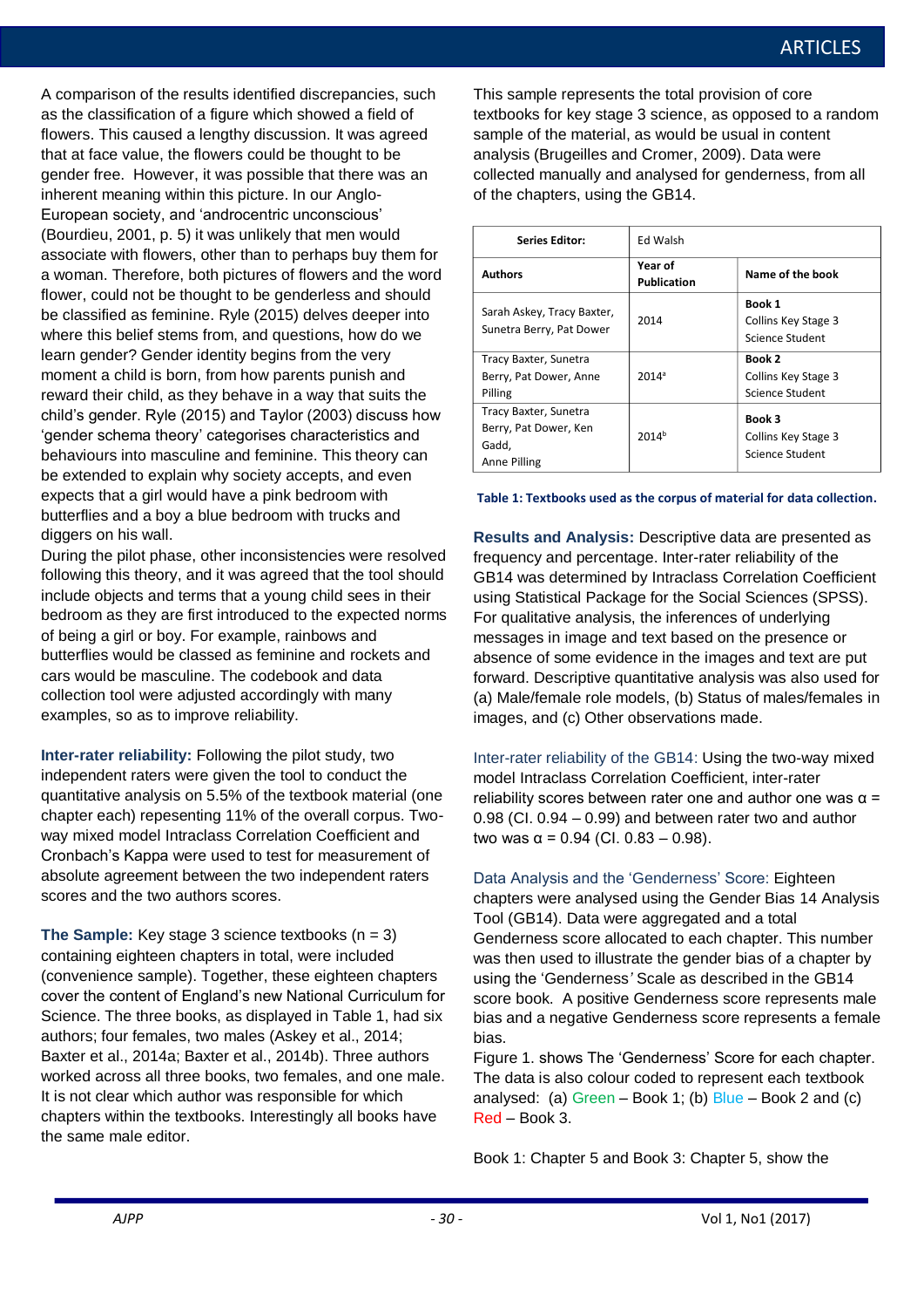A comparison of the results identified discrepancies, such as the classification of a figure which showed a field of flowers. This caused a lengthy discussion. It was agreed that at face value, the flowers could be thought to be gender free. However, it was possible that there was an inherent meaning within this picture. In our Anglo-European society, and 'androcentric unconscious' (Bourdieu, 2001, p. 5) it was unlikely that men would associate with flowers, other than to perhaps buy them for a woman. Therefore, both pictures of flowers and the word flower, could not be thought to be genderless and should be classified as feminine. Ryle (2015) delves deeper into where this belief stems from, and questions, how do we learn gender? Gender identity begins from the very moment a child is born, from how parents punish and reward their child, as they behave in a way that suits the child's gender. Ryle (2015) and Taylor (2003) discuss how 'gender schema theory' categorises characteristics and behaviours into masculine and feminine. This theory can be extended to explain why society accepts, and even expects that a girl would have a pink bedroom with butterflies and a boy a blue bedroom with trucks and diggers on his wall.

During the pilot phase, other inconsistencies were resolved following this theory, and it was agreed that the tool should include objects and terms that a young child sees in their bedroom as they are first introduced to the expected norms of being a girl or boy. For example, rainbows and butterflies would be classed as feminine and rockets and cars would be masculine. The codebook and data collection tool were adjusted accordingly with many examples, so as to improve reliability.

**Inter-rater reliability:** Following the pilot study, two independent raters were given the tool to conduct the quantitative analysis on 5.5% of the textbook material (one chapter each) repesenting 11% of the overall corpus. Two-way mixed model Intraclass Correlation Coefficient and Cronbach's Kappa were used to test for measurement of absolute agreement between the two independent raters scores and the two authors scores.

**The Sample:** Key stage 3 science textbooks (n = 3) containing eighteen chapters in total, were included (convenience sample). Together, these eighteen chapters cover the content of England's new National Curriculum for Science. The three books, as displayed in Table 1, had six authors; four females, two males (Askey et al., 2014; Baxter et al., 2014a; Baxter et al., 2014b). Three authors worked across all three books, two females, and one male. It is not clear which author was responsible for which chapters within the textbooks. Interestingly all books have the same male editor.

This sample represents the total provision of core textbooks for key stage 3 science, as opposed to a random sample of the material, as would be usual in content analysis (Brugeilles and Cromer, 2009). Data were collected manually and analysed for genderness, from all of the chapters, using the GB14.

| **Series Editor:** | Ed Walsh | |
|---|---|---|
| **Authors** | **Year of Publication** | **Name of the book** |
| Sarah Askey, Tracy Baxter, Sunetra Berry, Pat Dower | 2014 | **Book 1** Collins Key Stage 3 Science Student |
| Tracy Baxter, Sunetra Berry, Pat Dower, Anne Pilling | 2014[a] | **Book 2** Collins Key Stage 3 Science Student |
| Tracy Baxter, Sunetra Berry, Pat Dower, Ken Gadd, Anne Pilling | 2014[b] | **Book 3** Collins Key Stage 3 Science Student |

**Table 1: Textbooks used as the corpus of material for data collection.**

**Results and Analysis:** Descriptive data are presented as frequency and percentage. Inter-rater reliability of the GB14 was determined by Intraclass Correlation Coefficient using Statistical Package for the Social Sciences (SPSS). For qualitative analysis, the inferences of underlying messages in image and text based on the presence or absence of some evidence in the images and text are put forward. Descriptive quantitative analysis was also used for (a) Male/female role models, (b) Status of males/females in images, and (c) Other observations made.

Inter-rater reliability of the GB14: Using the two-way mixed model Intraclass Correlation Coefficient, inter-rater reliability scores between rater one and author one was $\alpha$ = 0.98 (CI. 0.94 – 0.99) and between rater two and author two was $\alpha$ = 0.94 (CI. 0.83 – 0.98).

Data Analysis and the 'Genderness' Score: Eighteen chapters were analysed using the Gender Bias 14 Analysis Tool (GB14). Data were aggregated and a total Genderness score allocated to each chapter. This number was then used to illustrate the gender bias of a chapter by using the 'Genderness*'* Scale as described in the GB14 score book. A positive Genderness score represents male bias and a negative Genderness score represents a female bias.

Figure 1. shows The 'Genderness' Score for each chapter. The data is also colour coded to represent each textbook analysed: (a) Green – Book 1; (b) Blue – Book 2 and (c) Red – Book 3.

Book 1: Chapter 5 and Book 3: Chapter 5, show the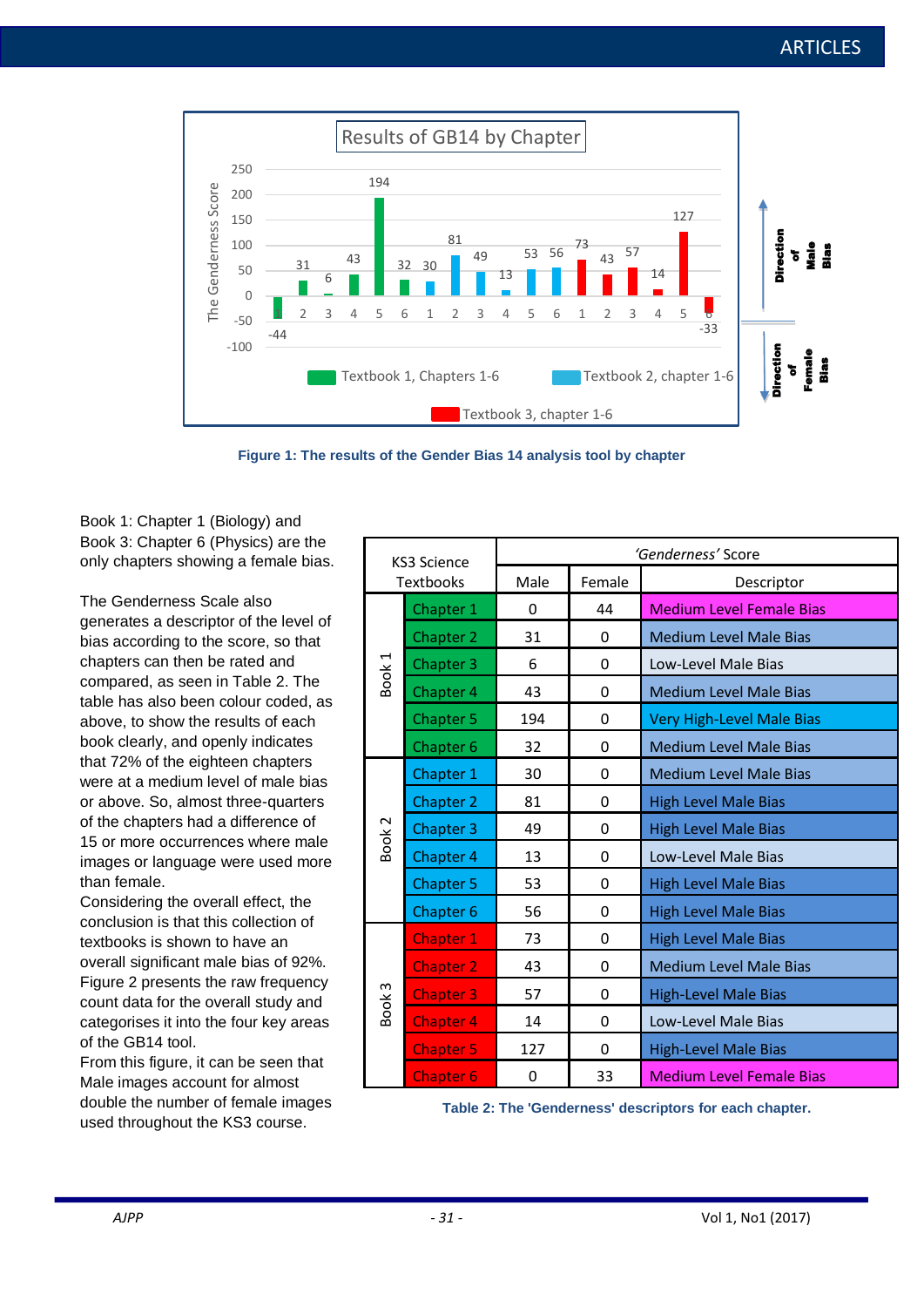Results of GB14 by Chapter

The Genderness Score

250
200
150
100
50
0
-50
-100

194
31 6 43 32 30 81 49 13 53 56 73 43 57 14 127
-44 -33

1 2 3 4 5 6 1 2 3 4 5 6 1 2 3 4 5 6

Textbook 1, Chapters 1-6
Textbook 2, chapter 1-6
Textbook 3, chapter 1-6

Direction of Male Bias

Direction of Female Bias

**Figure 1: The results of the Gender Bias 14 analysis tool by chapter**

Book 1: Chapter 1 (Biology) and Book 3: Chapter 6 (Physics) are the only chapters showing a female bias.

The Genderness Scale also generates a descriptor of the level of bias according to the score, so that chapters can then be rated and compared, as seen in Table 2. The table has also been colour coded, as above, to show the results of each book clearly, and openly indicates that 72% of the eighteen chapters were at a medium level of male bias or above. So, almost three-quarters of the chapters had a difference of 15 or more occurrences where male images or language were used more than female.
Considering the overall effect, the conclusion is that this collection of textbooks is shown to have an overall significant male bias of 92%. Figure 2 presents the raw frequency count data for the overall study and categorises it into the four key areas of the GB14 tool.
From this figure, it can be seen that Male images account for almost double the number of female images used throughout the KS3 course.

| KS3 Science Textbooks | | *'Genderness'* Score | | |
|---|---|---|---|---|
| | | Male | Female | Descriptor |
| Book 1 | Chapter 1 | 0 | 44 | Medium Level Female Bias |
| | Chapter 2 | 31 | 0 | Medium Level Male Bias |
| | Chapter 3 | 6 | 0 | Low-Level Male Bias |
| | Chapter 4 | 43 | 0 | Medium Level Male Bias |
| | Chapter 5 | 194 | 0 | Very High-Level Male Bias |
| | Chapter 6 | 32 | 0 | Medium Level Male Bias |
| Book 2 | Chapter 1 | 30 | 0 | Medium Level Male Bias |
| | Chapter 2 | 81 | 0 | High Level Male Bias |
| | Chapter 3 | 49 | 0 | High Level Male Bias |
| | Chapter 4 | 13 | 0 | Low-Level Male Bias |
| | Chapter 5 | 53 | 0 | High Level Male Bias |
| | Chapter 6 | 56 | 0 | High Level Male Bias |
| Book 3 | Chapter 1 | 73 | 0 | High Level Male Bias |
| | Chapter 2 | 43 | 0 | Medium Level Male Bias |
| | Chapter 3 | 57 | 0 | High-Level Male Bias |
| | Chapter 4 | 14 | 0 | Low-Level Male Bias |
| | Chapter 5 | 127 | 0 | High-Level Male Bias |
| | Chapter 6 | 0 | 33 | Medium Level Female Bias |

**Table 2: The 'Genderness' descriptors for each chapter.**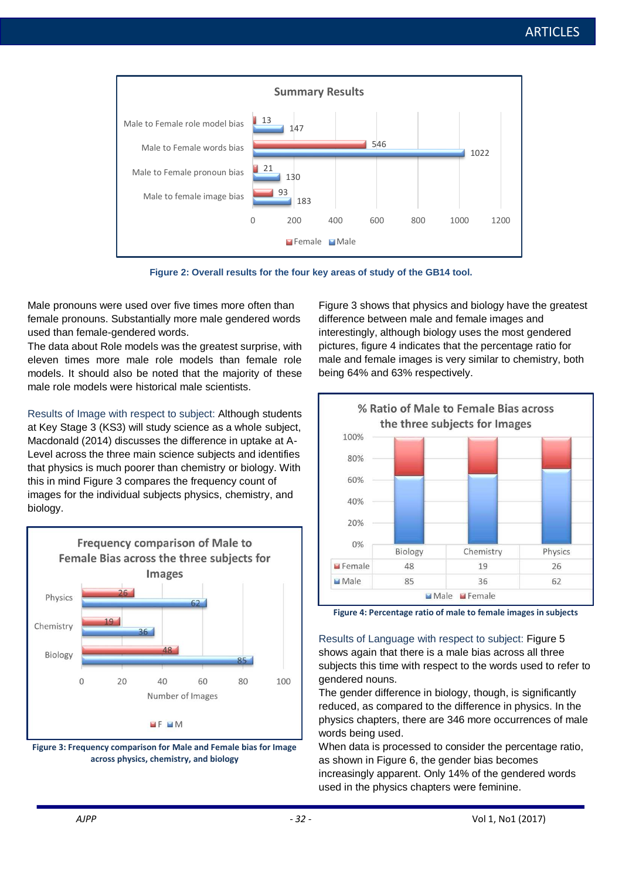Summary Results

Male to Female role model bias 13 147

Male to Female words bias 546 1022

Male to Female pronoun bias 21 130

Male to female image bias 93 183

0 200 400 600 800 1000 1200

Female Male

**Figure 2: Overall results for the four key areas of study of the GB14 tool.**

Male pronouns were used over five times more often than female pronouns. Substantially more male gendered words used than female-gendered words.

The data about Role models was the greatest surprise, with eleven times more male role models than female role models. It should also be noted that the majority of these male role models were historical male scientists.

Results of Image with respect to subject: Although students at Key Stage 3 (KS3) will study science as a whole subject, Macdonald (2014) discusses the difference in uptake at A-Level across the three main science subjects and identifies that physics is much poorer than chemistry or biology. With this in mind Figure 3 compares the frequency count of images for the individual subjects physics, chemistry, and biology.

Frequency comparison of Male to Female Bias across the three subjects for Images

Physics 26 62

Chemistry 19 36

Biology 48 85

0 20 40 60 80 100

Number of Images

F M

**Figure 3: Frequency comparison for Male and Female bias for Image across physics, chemistry, and biology**

Figure 3 shows that physics and biology have the greatest difference between male and female images and interestingly, although biology uses the most gendered pictures, figure 4 indicates that the percentage ratio for male and female images is very similar to chemistry, both being 64% and 63% respectively.

% Ratio of Male to Female Bias across the three subjects for Images

100% 80% 60% 40% 20% 0%

Biology Chemistry Physics

Female 48 19 26

Male 85 36 62

Male Female

**Figure 4: Percentage ratio of male to female images in subjects**

Results of Language with respect to subject: Figure 5 shows again that there is a male bias across all three subjects this time with respect to the words used to refer to gendered nouns.

The gender difference in biology, though, is significantly reduced, as compared to the difference in physics. In the physics chapters, there are 346 more occurrences of male words being used.

When data is processed to consider the percentage ratio, as shown in Figure 6, the gender bias becomes increasingly apparent. Only 14% of the gendered words used in the physics chapters were feminine.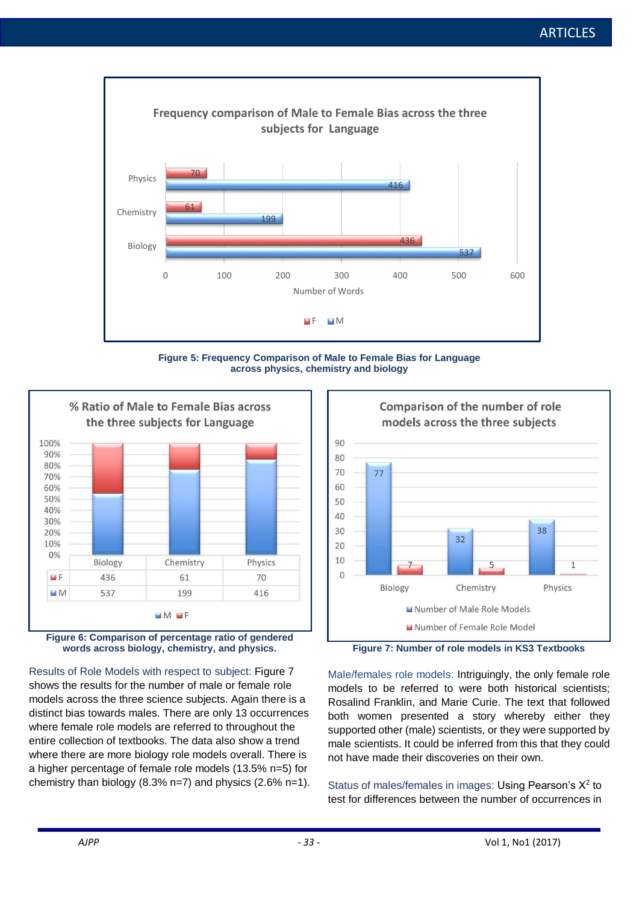Frequency comparison of Male to Female Bias across the three subjects for Language

Physics
70
416
Chemistry
61
199
Biology
436
537

0 100 200 300 400 500 600
Number of Words

F M

**Figure 5: Frequency Comparison of Male to Female Bias for Language across physics, chemistry and biology**

% Ratio of Male to Female Bias across the three subjects for Language

100% 90% 80% 70% 60% 50% 40% 30% 20% 10% 0%

| | Biology | Chemistry | Physics |
|---|---|---|---|
| F | 436 | 61 | 70 |
| M | 537 | 199 | 416 |

M F

**Figure 6: Comparison of percentage ratio of gendered words across biology, chemistry, and physics.**

Comparison of the number of role models across the three subjects

90 80 70 60 50 40 30 20 10 0

77
7
32
5
38
1

Biology Chemistry Physics

Number of Male Role Models
Number of Female Role Model

**Figure 7: Number of role models in KS3 Textbooks**

Results of Role Models with respect to subject: Figure 7 shows the results for the number of male or female role models across the three science subjects. Again there is a distinct bias towards males. There are only 13 occurrences where female role models are referred to throughout the entire collection of textbooks. The data also show a trend where there are more biology role models overall. There is a higher percentage of female role models (13.5% n=5) for chemistry than biology (8.3% n=7) and physics (2.6% n=1).

Male/females role models: Intriguingly, the only female role models to be referred to were both historical scientists; Rosalind Franklin, and Marie Curie. The text that followed both women presented a story whereby either they supported other (male) scientists, or they were supported by male scientists. It could be inferred from this that they could not have made their discoveries on their own.

Status of males/females in images: Using Pearson's $X^2$ to test for differences between the number of occurrences in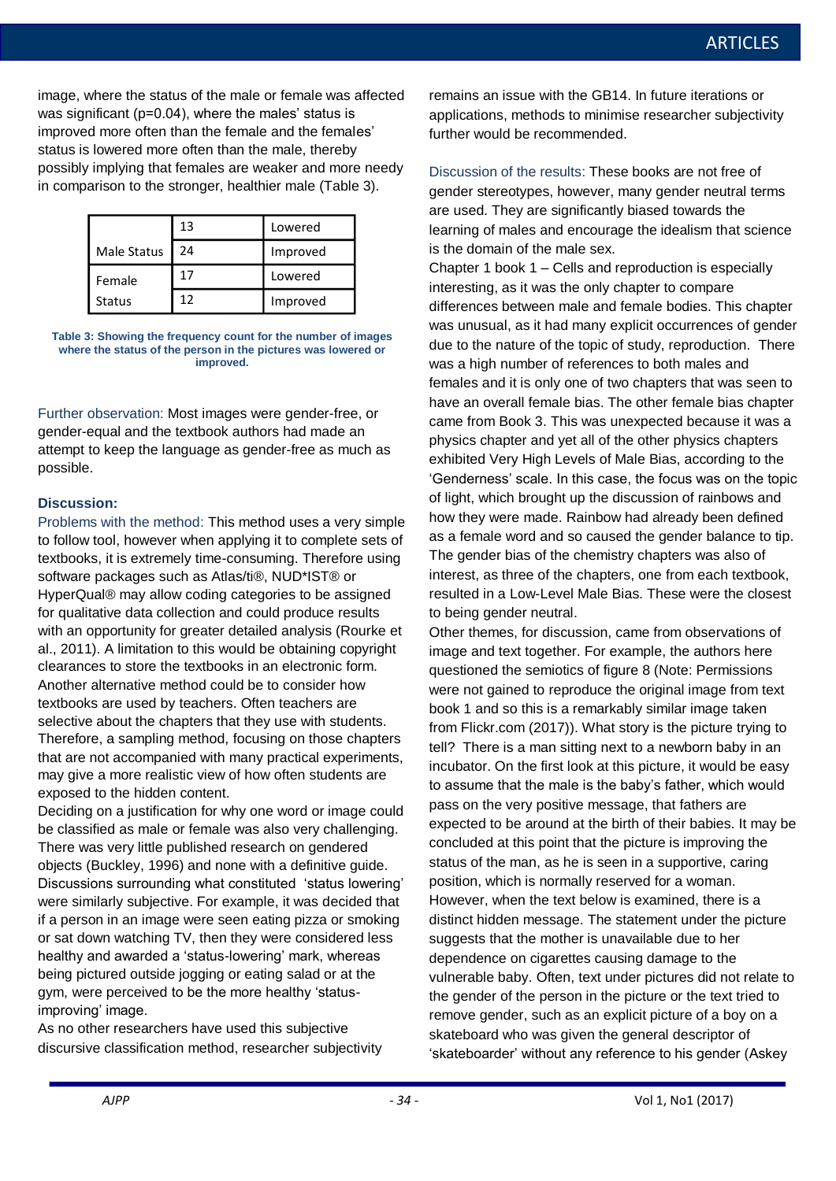image, where the status of the male or female was affected was significant (p=0.04), where the males' status is improved more often than the female and the females' status is lowered more often than the male, thereby possibly implying that females are weaker and more needy in comparison to the stronger, healthier male (Table 3).

| | | |
|---|---|---|
| Male Status | 13 | Lowered |
| | 24 | Improved |
| Female Status | 17 | Lowered |
| | 12 | Improved |

**Table 3: Showing the frequency count for the number of images where the status of the person in the pictures was lowered or improved.**

Further observation: Most images were gender-free, or gender-equal and the textbook authors had made an attempt to keep the language as gender-free as much as possible.

### Discussion:

Problems with the method: This method uses a very simple to follow tool, however when applying it to complete sets of textbooks, it is extremely time-consuming. Therefore using software packages such as Atlas/ti®, NUD*IST® or HyperQual® may allow coding categories to be assigned for qualitative data collection and could produce results with an opportunity for greater detailed analysis (Rourke et al., 2011). A limitation to this would be obtaining copyright clearances to store the textbooks in an electronic form. Another alternative method could be to consider how textbooks are used by teachers. Often teachers are selective about the chapters that they use with students. Therefore, a sampling method, focusing on those chapters that are not accompanied with many practical experiments, may give a more realistic view of how often students are exposed to the hidden content.

Deciding on a justification for why one word or image could be classified as male or female was also very challenging. There was very little published research on gendered objects (Buckley, 1996) and none with a definitive guide. Discussions surrounding what constituted 'status lowering' were similarly subjective. For example, it was decided that if a person in an image were seen eating pizza or smoking or sat down watching TV, then they were considered less healthy and awarded a 'status-lowering' mark, whereas being pictured outside jogging or eating salad or at the gym, were perceived to be the more healthy 'status-improving' image.

As no other researchers have used this subjective discursive classification method, researcher subjectivity remains an issue with the GB14. In future iterations or applications, methods to minimise researcher subjectivity further would be recommended.

Discussion of the results: These books are not free of gender stereotypes, however, many gender neutral terms are used. They are significantly biased towards the learning of males and encourage the idealism that science is the domain of the male sex.

Chapter 1 book 1 – Cells and reproduction is especially interesting, as it was the only chapter to compare differences between male and female bodies. This chapter was unusual, as it had many explicit occurrences of gender due to the nature of the topic of study, reproduction. There was a high number of references to both males and females and it is only one of two chapters that was seen to have an overall female bias. The other female bias chapter came from Book 3. This was unexpected because it was a physics chapter and yet all of the other physics chapters exhibited Very High Levels of Male Bias, according to the 'Genderness' scale. In this case, the focus was on the topic of light, which brought up the discussion of rainbows and how they were made. Rainbow had already been defined as a female word and so caused the gender balance to tip. The gender bias of the chemistry chapters was also of interest, as three of the chapters, one from each textbook, resulted in a Low-Level Male Bias. These were the closest to being gender neutral.

Other themes, for discussion, came from observations of image and text together. For example, the authors here questioned the semiotics of figure 8 (Note: Permissions were not gained to reproduce the original image from text book 1 and so this is a remarkably similar image taken from Flickr.com (2017)). What story is the picture trying to tell? There is a man sitting next to a newborn baby in an incubator. On the first look at this picture, it would be easy to assume that the male is the baby's father, which would pass on the very positive message, that fathers are expected to be around at the birth of their babies. It may be concluded at this point that the picture is improving the status of the man, as he is seen in a supportive, caring position, which is normally reserved for a woman. However, when the text below is examined, there is a distinct hidden message. The statement under the picture suggests that the mother is unavailable due to her dependence on cigarettes causing damage to the vulnerable baby. Often, text under pictures did not relate to the gender of the person in the picture or the text tried to remove gender, such as an explicit picture of a boy on a skateboard who was given the general descriptor of 'skateboarder' without any reference to his gender (Askey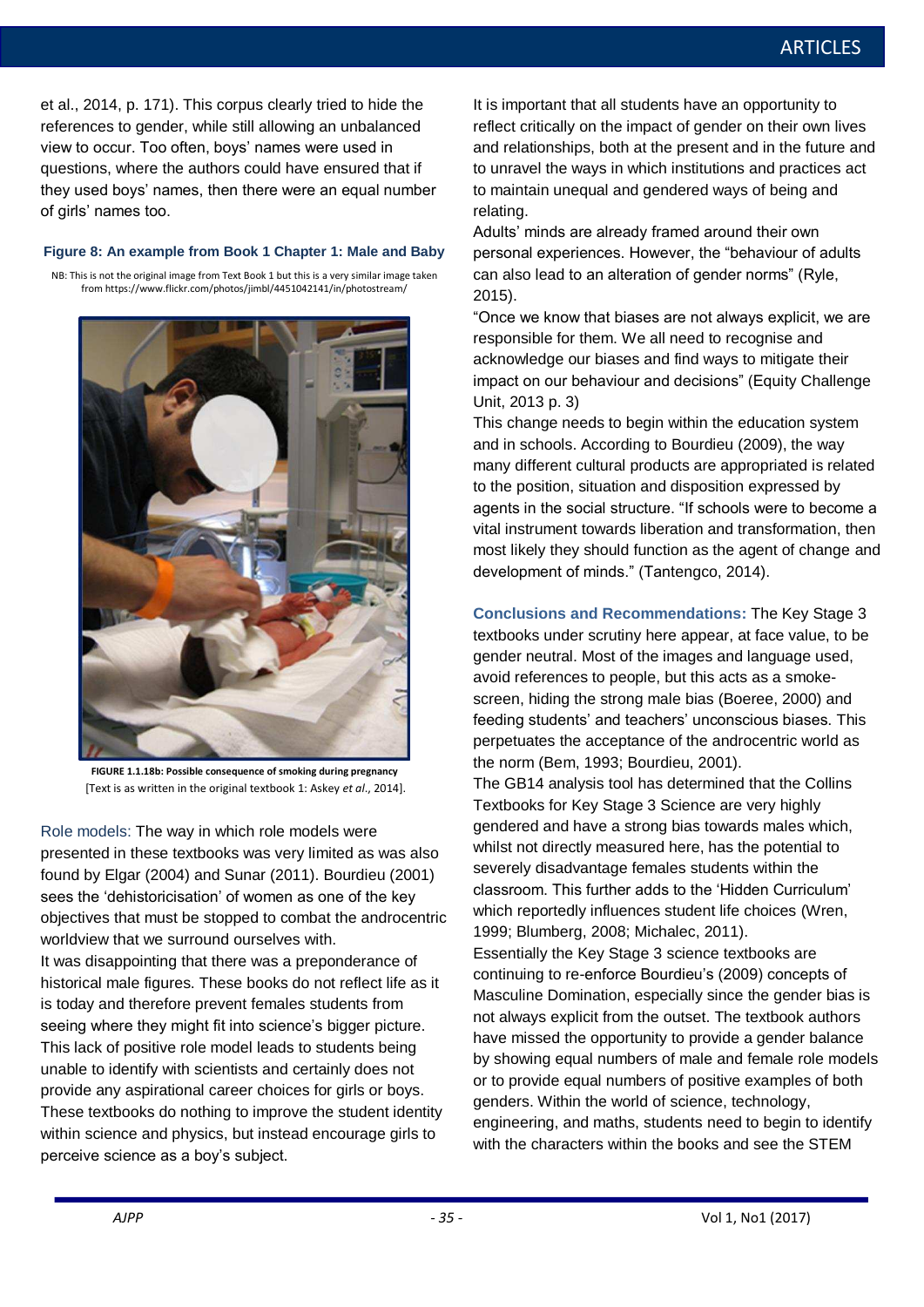et al., 2014, p. 171). This corpus clearly tried to hide the references to gender, while still allowing an unbalanced view to occur. Too often, boys' names were used in questions, where the authors could have ensured that if they used boys' names, then there were an equal number of girls' names too.

**Figure 8: An example from Book 1 Chapter 1: Male and Baby**

NB: This is not the original image from Text Book 1 but this is a very similar image taken from https://www.flickr.com/photos/jimbl/4451042141/in/photostream/

**FIGURE 1.1.18b: Possible consequence of smoking during pregnancy**
[Text is as written in the original textbook 1: Askey *et al*., 2014].

Role models: The way in which role models were presented in these textbooks was very limited as was also found by Elgar (2004) and Sunar (2011). Bourdieu (2001) sees the 'dehistoricisation' of women as one of the key objectives that must be stopped to combat the androcentric worldview that we surround ourselves with.

It was disappointing that there was a preponderance of historical male figures. These books do not reflect life as it is today and therefore prevent females students from seeing where they might fit into science's bigger picture. This lack of positive role model leads to students being unable to identify with scientists and certainly does not provide any aspirational career choices for girls or boys. These textbooks do nothing to improve the student identity within science and physics, but instead encourage girls to perceive science as a boy's subject.

It is important that all students have an opportunity to reflect critically on the impact of gender on their own lives and relationships, both at the present and in the future and to unravel the ways in which institutions and practices act to maintain unequal and gendered ways of being and relating.

Adults' minds are already framed around their own personal experiences. However, the "behaviour of adults can also lead to an alteration of gender norms" (Ryle, 2015).

"Once we know that biases are not always explicit, we are responsible for them. We all need to recognise and acknowledge our biases and find ways to mitigate their impact on our behaviour and decisions" (Equity Challenge Unit, 2013 p. 3)

This change needs to begin within the education system and in schools. According to Bourdieu (2009), the way many different cultural products are appropriated is related to the position, situation and disposition expressed by agents in the social structure. "If schools were to become a vital instrument towards liberation and transformation, then most likely they should function as the agent of change and development of minds." (Tantengco, 2014).

**Conclusions and Recommendations:** The Key Stage 3 textbooks under scrutiny here appear, at face value, to be gender neutral. Most of the images and language used, avoid references to people, but this acts as a smoke-screen, hiding the strong male bias (Boeree, 2000) and feeding students' and teachers' unconscious biases. This perpetuates the acceptance of the androcentric world as the norm (Bem, 1993; Bourdieu, 2001).

The GB14 analysis tool has determined that the Collins Textbooks for Key Stage 3 Science are very highly gendered and have a strong bias towards males which, whilst not directly measured here, has the potential to severely disadvantage females students within the classroom. This further adds to the 'Hidden Curriculum' which reportedly influences student life choices (Wren, 1999; Blumberg, 2008; Michalec, 2011).

Essentially the Key Stage 3 science textbooks are continuing to re-enforce Bourdieu's (2009) concepts of Masculine Domination, especially since the gender bias is not always explicit from the outset. The textbook authors have missed the opportunity to provide a gender balance by showing equal numbers of male and female role models or to provide equal numbers of positive examples of both genders. Within the world of science, technology, engineering, and maths, students need to begin to identify with the characters within the books and see the STEM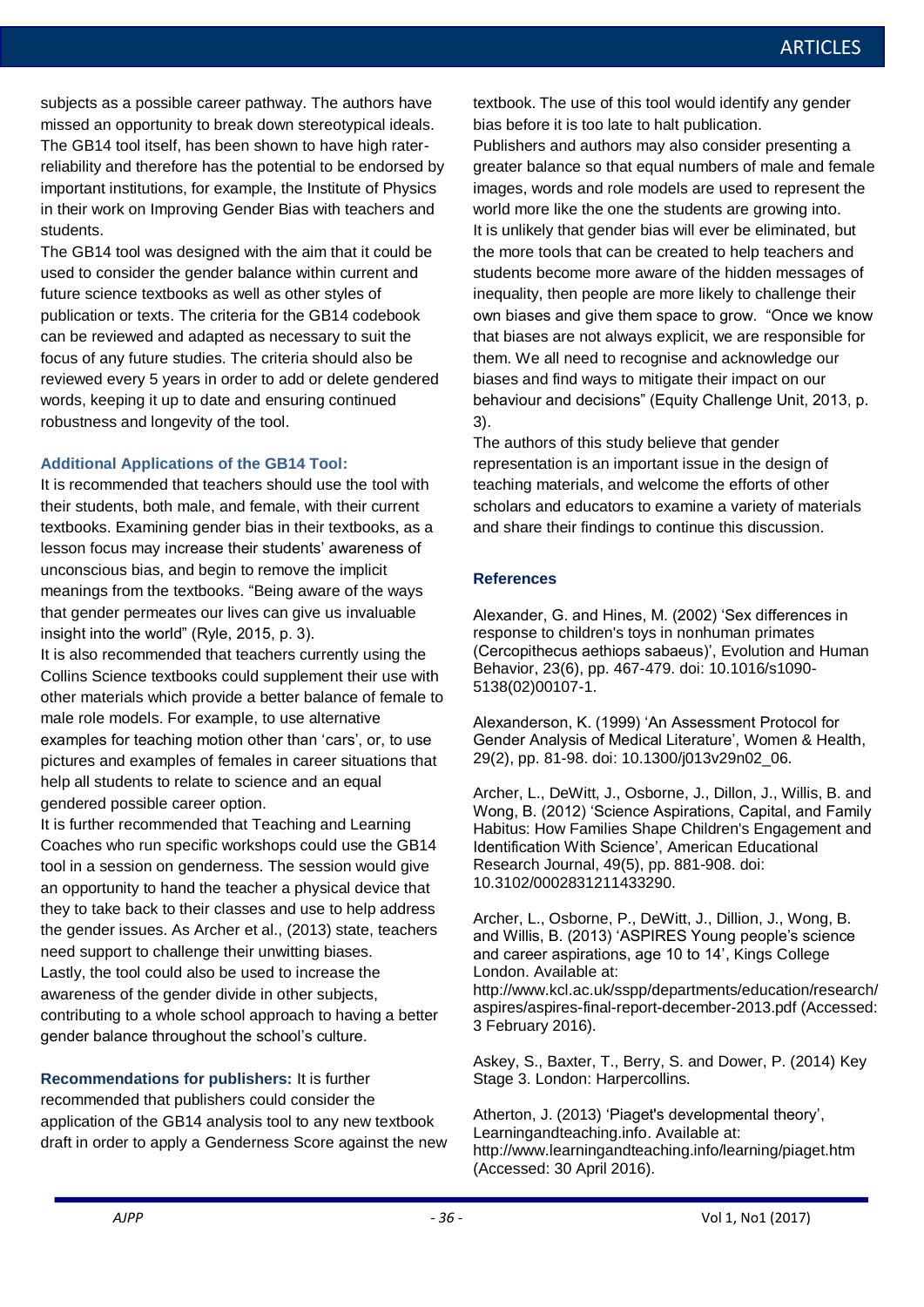subjects as a possible career pathway. The authors have missed an opportunity to break down stereotypical ideals. The GB14 tool itself, has been shown to have high rater-reliability and therefore has the potential to be endorsed by important institutions, for example, the Institute of Physics in their work on Improving Gender Bias with teachers and students.

The GB14 tool was designed with the aim that it could be used to consider the gender balance within current and future science textbooks as well as other styles of publication or texts. The criteria for the GB14 codebook can be reviewed and adapted as necessary to suit the focus of any future studies. The criteria should also be reviewed every 5 years in order to add or delete gendered words, keeping it up to date and ensuring continued robustness and longevity of the tool.

**Additional Applications of the GB14 Tool:**

It is recommended that teachers should use the tool with their students, both male, and female, with their current textbooks. Examining gender bias in their textbooks, as a lesson focus may increase their students' awareness of unconscious bias, and begin to remove the implicit meanings from the textbooks. "Being aware of the ways that gender permeates our lives can give us invaluable insight into the world" (Ryle, 2015, p. 3).

It is also recommended that teachers currently using the Collins Science textbooks could supplement their use with other materials which provide a better balance of female to male role models. For example, to use alternative examples for teaching motion other than 'cars', or, to use pictures and examples of females in career situations that help all students to relate to science and an equal gendered possible career option.

It is further recommended that Teaching and Learning Coaches who run specific workshops could use the GB14 tool in a session on genderness. The session would give an opportunity to hand the teacher a physical device that they to take back to their classes and use to help address the gender issues. As Archer et al., (2013) state, teachers need support to challenge their unwitting biases.

Lastly, the tool could also be used to increase the awareness of the gender divide in other subjects, contributing to a whole school approach to having a better gender balance throughout the school's culture.

**Recommendations for publishers:** It is further recommended that publishers could consider the application of the GB14 analysis tool to any new textbook draft in order to apply a Genderness Score against the new textbook. The use of this tool would identify any gender bias before it is too late to halt publication.

Publishers and authors may also consider presenting a greater balance so that equal numbers of male and female images, words and role models are used to represent the world more like the one the students are growing into.

It is unlikely that gender bias will ever be eliminated, but the more tools that can be created to help teachers and students become more aware of the hidden messages of inequality, then people are more likely to challenge their own biases and give them space to grow. "Once we know that biases are not always explicit, we are responsible for them. We all need to recognise and acknowledge our biases and find ways to mitigate their impact on our behaviour and decisions" (Equity Challenge Unit, 2013, p. 3).

The authors of this study believe that gender representation is an important issue in the design of teaching materials, and welcome the efforts of other scholars and educators to examine a variety of materials and share their findings to continue this discussion.

## References

Alexander, G. and Hines, M. (2002) 'Sex differences in response to children's toys in nonhuman primates (Cercopithecus aethiops sabaeus)', Evolution and Human Behavior, 23(6), pp. 467-479. doi: 10.1016/s1090-5138(02)00107-1.

Alexanderson, K. (1999) 'An Assessment Protocol for Gender Analysis of Medical Literature', Women & Health, 29(2), pp. 81-98. doi: 10.1300/j013v29n02_06.

Archer, L., DeWitt, J., Osborne, J., Dillon, J., Willis, B. and Wong, B. (2012) 'Science Aspirations, Capital, and Family Habitus: How Families Shape Children's Engagement and Identification With Science', American Educational Research Journal, 49(5), pp. 881-908. doi: 10.3102/0002831211433290.

Archer, L., Osborne, P., DeWitt, J., Dillion, J., Wong, B. and Willis, B. (2013) 'ASPIRES Young people's science and career aspirations, age 10 to 14', Kings College London. Available at: http://www.kcl.ac.uk/sspp/departments/education/research/aspires/aspires-final-report-december-2013.pdf (Accessed: 3 February 2016).

Askey, S., Baxter, T., Berry, S. and Dower, P. (2014) Key Stage 3. London: Harpercollins.

Atherton, J. (2013) 'Piaget's developmental theory', Learningandteaching.info. Available at: http://www.learningandteaching.info/learning/piaget.htm (Accessed: 30 April 2016).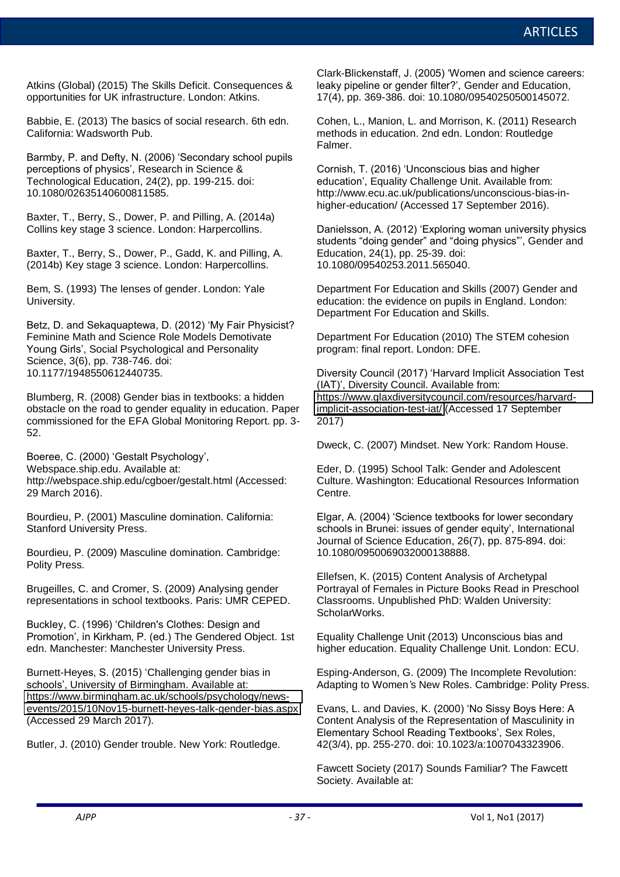Atkins (Global) (2015) The Skills Deficit. Consequences & opportunities for UK infrastructure. London: Atkins.

Babbie, E. (2013) The basics of social research. 6th edn. California: Wadsworth Pub.

Barmby, P. and Defty, N. (2006) 'Secondary school pupils perceptions of physics', Research in Science & Technological Education, 24(2), pp. 199-215. doi: 10.1080/02635140600811585.

Baxter, T., Berry, S., Dower, P. and Pilling, A. (2014a) Collins key stage 3 science. London: Harpercollins.

Baxter, T., Berry, S., Dower, P., Gadd, K. and Pilling, A. (2014b) Key stage 3 science. London: Harpercollins.

Bem, S. (1993) The lenses of gender. London: Yale University.

Betz, D. and Sekaquaptewa, D. (2012) 'My Fair Physicist? Feminine Math and Science Role Models Demotivate Young Girls', Social Psychological and Personality Science, 3(6), pp. 738-746. doi: 10.1177/1948550612440735.

Blumberg, R. (2008) Gender bias in textbooks: a hidden obstacle on the road to gender equality in education. Paper commissioned for the EFA Global Monitoring Report. pp. 3-52.

Boeree, C. (2000) 'Gestalt Psychology', Webspace.ship.edu. Available at: http://webspace.ship.edu/cgboer/gestalt.html (Accessed: 29 March 2016).

Bourdieu, P. (2001) Masculine domination. California: Stanford University Press.

Bourdieu, P. (2009) Masculine domination. Cambridge: Polity Press.

Brugeilles, C. and Cromer, S. (2009) Analysing gender representations in school textbooks. Paris: UMR CEPED.

Buckley, C. (1996) 'Children's Clothes: Design and Promotion', in Kirkham, P. (ed.) The Gendered Object. 1st edn. Manchester: Manchester University Press.

Burnett-Heyes, S. (2015) 'Challenging gender bias in schools', University of Birmingham. Available at: https://www.birmingham.ac.uk/schools/psychology/news-events/2015/10Nov15-burnett-heyes-talk-gender-bias.aspx (Accessed 29 March 2017).

Butler, J. (2010) Gender trouble. New York: Routledge.

Clark-Blickenstaff, J. (2005) 'Women and science careers: leaky pipeline or gender filter?', Gender and Education, 17(4), pp. 369-386. doi: 10.1080/09540250500145072.

Cohen, L., Manion, L. and Morrison, K. (2011) Research methods in education. 2nd edn. London: Routledge Falmer.

Cornish, T. (2016) 'Unconscious bias and higher education', Equality Challenge Unit. Available from: http://www.ecu.ac.uk/publications/unconscious-bias-in-higher-education/ (Accessed 17 September 2016).

Danielsson, A. (2012) 'Exploring woman university physics students "doing gender" and "doing physics"', Gender and Education, 24(1), pp. 25-39. doi: 10.1080/09540253.2011.565040.

Department For Education and Skills (2007) Gender and education: the evidence on pupils in England. London: Department For Education and Skills.

Department For Education (2010) The STEM cohesion program: final report. London: DFE.

Diversity Council (2017) 'Harvard Implicit Association Test (IAT)', Diversity Council. Available from: https://www.glaxdiversitycouncil.com/resources/harvard-implicit-association-test-iat/ (Accessed 17 September 2017)

Dweck, C. (2007) Mindset. New York: Random House.

Eder, D. (1995) School Talk: Gender and Adolescent Culture. Washington: Educational Resources Information Centre.

Elgar, A. (2004) 'Science textbooks for lower secondary schools in Brunei: issues of gender equity', International Journal of Science Education, 26(7), pp. 875-894. doi: 10.1080/0950069032000138888.

Ellefsen, K. (2015) Content Analysis of Archetypal Portrayal of Females in Picture Books Read in Preschool Classrooms. Unpublished PhD: Walden University: ScholarWorks.

Equality Challenge Unit (2013) Unconscious bias and higher education. Equality Challenge Unit. London: ECU.

Esping-Anderson, G. (2009) The Incomplete Revolution: Adapting to Women's New Roles. Cambridge: Polity Press.

Evans, L. and Davies, K. (2000) 'No Sissy Boys Here: A Content Analysis of the Representation of Masculinity in Elementary School Reading Textbooks', Sex Roles, 42(3/4), pp. 255-270. doi: 10.1023/a:1007043323906.

Fawcett Society (2017) Sounds Familiar? The Fawcett Society. Available at: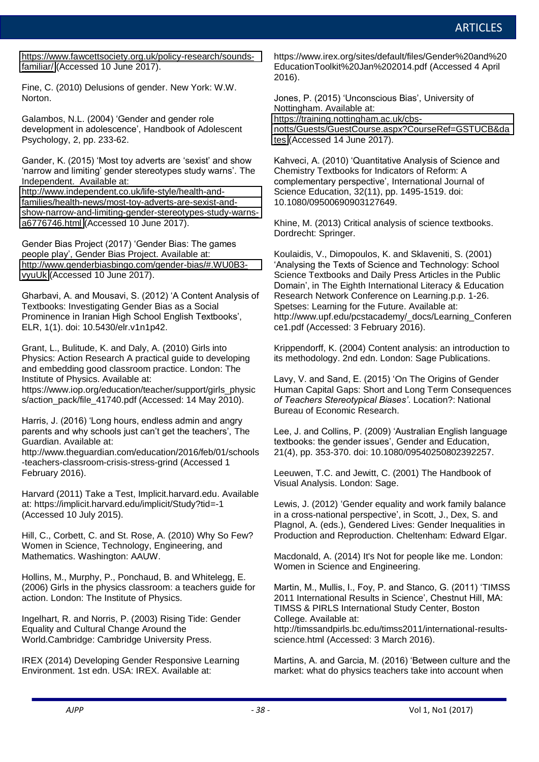https://www.fawcettsociety.org.uk/policy-research/sounds-familiar/ (Accessed 10 June 2017).

Fine, C. (2010) Delusions of gender. New York: W.W. Norton.

Galambos, N.L. (2004) 'Gender and gender role development in adolescence', Handbook of Adolescent Psychology, 2, pp. 233-62.

Gander, K. (2015) 'Most toy adverts are 'sexist' and show 'narrow and limiting' gender stereotypes study warns'. The Independent. Available at: http://www.independent.co.uk/life-style/health-and-families/health-news/most-toy-adverts-are-sexist-and-show-narrow-and-limiting-gender-stereotypes-study-warns-a6776746.html (Accessed 10 June 2017).

Gender Bias Project (2017) 'Gender Bias: The games people play', Gender Bias Project. Available at: http://www.genderbiasbingo.com/gender-bias/#.WU0B3-vyuUk (Accessed 10 June 2017).

Gharbavi, A. and Mousavi, S. (2012) 'A Content Analysis of Textbooks: Investigating Gender Bias as a Social Prominence in Iranian High School English Textbooks', ELR, 1(1). doi: 10.5430/elr.v1n1p42.

Grant, L., Bulitude, K. and Daly, A. (2010) Girls into Physics: Action Research A practical guide to developing and embedding good classroom practice. London: The Institute of Physics. Available at: https://www.iop.org/education/teacher/support/girls_physics/action_pack/file_41740.pdf (Accessed: 14 May 2010).

Harris, J. (2016) 'Long hours, endless admin and angry parents and why schools just can't get the teachers', The Guardian. Available at: http://www.theguardian.com/education/2016/feb/01/schools-teachers-classroom-crisis-stress-grind (Accessed 1 February 2016).

Harvard (2011) Take a Test, Implicit.harvard.edu. Available at: https://implicit.harvard.edu/implicit/Study?tid=-1 (Accessed 10 July 2015).

Hill, C., Corbett, C. and St. Rose, A. (2010) Why So Few? Women in Science, Technology, Engineering, and Mathematics. Washington: AAUW.

Hollins, M., Murphy, P., Ponchaud, B. and Whitelegg, E. (2006) Girls in the physics classroom: a teachers guide for action. London: The Institute of Physics.

Ingelhart, R. and Norris, P. (2003) Rising Tide: Gender Equality and Cultural Change Around the World.Cambridge: Cambridge University Press.

IREX (2014) Developing Gender Responsive Learning Environment. 1st edn. USA: IREX. Available at: https://www.irex.org/sites/default/files/Gender%20and%20EducationToolkit%20Jan%202014.pdf (Accessed 4 April 2016).

Jones, P. (2015) 'Unconscious Bias', University of Nottingham. Available at: https://training.nottingham.ac.uk/cbs-notts/Guests/GuestCourse.aspx?CourseRef=GSTUCB&dates (Accessed 14 June 2017).

Kahveci, A. (2010) 'Quantitative Analysis of Science and Chemistry Textbooks for Indicators of Reform: A complementary perspective', International Journal of Science Education, 32(11), pp. 1495-1519. doi: 10.1080/09500690903127649.

Khine, M. (2013) Critical analysis of science textbooks. Dordrecht: Springer.

Koulaidis, V., Dimopoulos, K. and Sklaveniti, S. (2001) 'Analysing the Texts of Science and Technology: School Science Textbooks and Daily Press Articles in the Public Domain', in The Eighth International Literacy & Education Research Network Conference on Learning.p.p. 1-26. Spetses: Learning for the Future. Available at: http://www.upf.edu/pcstacademy/_docs/Learning_Conference1.pdf (Accessed: 3 February 2016).

Krippendorff, K. (2004) Content analysis: an introduction to its methodology. 2nd edn. London: Sage Publications.

Lavy, V. and Sand, E. (2015) 'On The Origins of Gender Human Capital Gaps: Short and Long Term Consequences *of Teachers Stereotypical Biases'*. Location?: National Bureau of Economic Research.

Lee, J. and Collins, P. (2009) 'Australian English language textbooks: the gender issues', Gender and Education, 21(4), pp. 353-370. doi: 10.1080/09540250802392257.

Leeuwen, T.C. and Jewitt, C. (2001) The Handbook of Visual Analysis. London: Sage.

Lewis, J. (2012) 'Gender equality and work family balance in a cross-national perspective', in Scott, J., Dex, S. and Plagnol, A. (eds.), Gendered Lives: Gender Inequalities in Production and Reproduction. Cheltenham: Edward Elgar.

Macdonald, A. (2014) It's Not for people like me. London: Women in Science and Engineering.

Martin, M., Mullis, I., Foy, P. and Stanco, G. (2011) 'TIMSS 2011 International Results in Science', Chestnut Hill, MA: TIMSS & PIRLS International Study Center, Boston College. Available at: http://timssandpirls.bc.edu/timss2011/international-results-science.html (Accessed: 3 March 2016).

Martins, A. and Garcia, M. (2016) 'Between culture and the market: what do physics teachers take into account when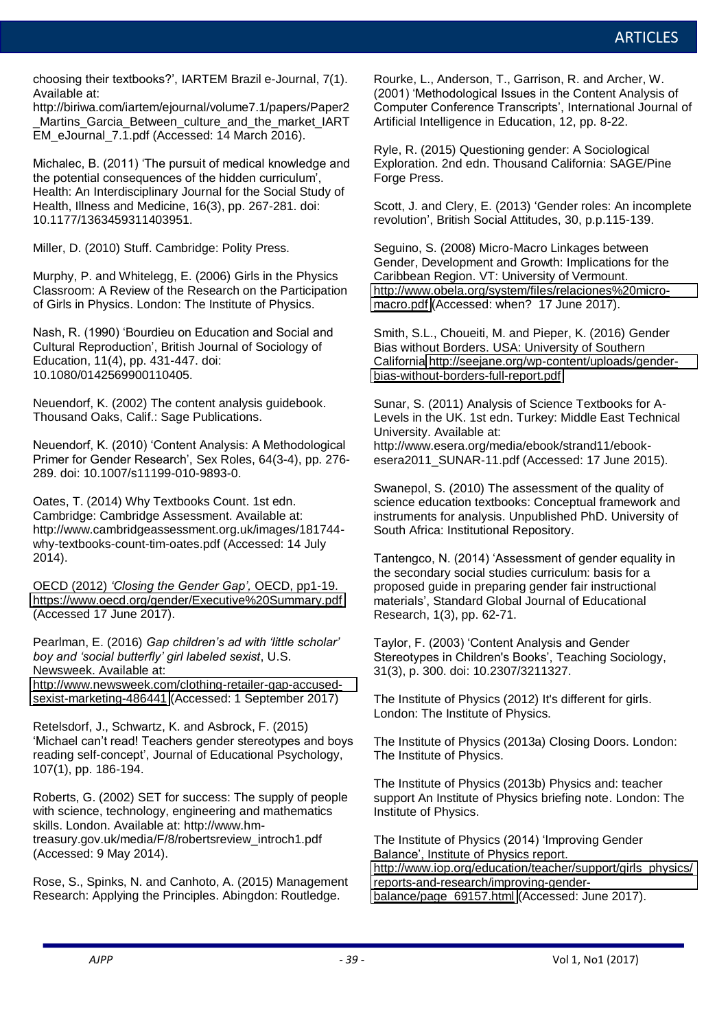choosing their textbooks?', IARTEM Brazil e-Journal, 7(1). Available at: http://biriwa.com/iartem/ejournal/volume7.1/papers/Paper2_Martins_Garcia_Between_culture_and_the_market_IARTEM_eJournal_7.1.pdf (Accessed: 14 March 2016).

Michalec, B. (2011) 'The pursuit of medical knowledge and the potential consequences of the hidden curriculum', Health: An Interdisciplinary Journal for the Social Study of Health, Illness and Medicine, 16(3), pp. 267-281. doi: 10.1177/1363459311403951.

Miller, D. (2010) Stuff. Cambridge: Polity Press.

Murphy, P. and Whitelegg, E. (2006) Girls in the Physics Classroom: A Review of the Research on the Participation of Girls in Physics. London: The Institute of Physics.

Nash, R. (1990) 'Bourdieu on Education and Social and Cultural Reproduction', British Journal of Sociology of Education, 11(4), pp. 431-447. doi: 10.1080/0142569900110405.

Neuendorf, K. (2002) The content analysis guidebook. Thousand Oaks, Calif.: Sage Publications.

Neuendorf, K. (2010) 'Content Analysis: A Methodological Primer for Gender Research', Sex Roles, 64(3-4), pp. 276-289. doi: 10.1007/s11199-010-9893-0.

Oates, T. (2014) Why Textbooks Count. 1st edn. Cambridge: Cambridge Assessment. Available at: http://www.cambridgeassessment.org.uk/images/181744-why-textbooks-count-tim-oates.pdf (Accessed: 14 July 2014).

OECD (2012) *'Closing the Gender Gap',* OECD, pp1-19. https://www.oecd.org/gender/Executive%20Summary.pdf (Accessed 17 June 2017).

Pearlman, E. (2016) *Gap children's ad with 'little scholar' boy and 'social butterfly' girl labeled sexist*, U.S. Newsweek. Available at: http://www.newsweek.com/clothing-retailer-gap-accused-sexist-marketing-486441 (Accessed: 1 September 2017)

Retelsdorf, J., Schwartz, K. and Asbrock, F. (2015) 'Michael can't read! Teachers gender stereotypes and boys reading self-concept', Journal of Educational Psychology, 107(1), pp. 186-194.

Roberts, G. (2002) SET for success: The supply of people with science, technology, engineering and mathematics skills. London. Available at: http://www.hm-treasury.gov.uk/media/F/8/robertsreview_introch1.pdf (Accessed: 9 May 2014).

Rose, S., Spinks, N. and Canhoto, A. (2015) Management Research: Applying the Principles. Abingdon: Routledge.

Rourke, L., Anderson, T., Garrison, R. and Archer, W. (2001) 'Methodological Issues in the Content Analysis of Computer Conference Transcripts', International Journal of Artificial Intelligence in Education, 12, pp. 8-22.

Ryle, R. (2015) Questioning gender: A Sociological Exploration. 2nd edn. Thousand California: SAGE/Pine Forge Press.

Scott, J. and Clery, E. (2013) 'Gender roles: An incomplete revolution', British Social Attitudes, 30, p.p.115-139.

Seguino, S. (2008) Micro-Macro Linkages between Gender, Development and Growth: Implications for the Caribbean Region. VT: University of Vermount. http://www.obela.org/system/files/relaciones%20micro-macro.pdf (Accessed: when? 17 June 2017).

Smith, S.L., Choueiti, M. and Pieper, K. (2016) Gender Bias without Borders. USA: University of Southern California http://seejane.org/wp-content/uploads/gender-bias-without-borders-full-report.pdf

Sunar, S. (2011) Analysis of Science Textbooks for A-Levels in the UK. 1st edn. Turkey: Middle East Technical University. Available at: http://www.esera.org/media/ebook/strand11/ebook-esera2011_SUNAR-11.pdf (Accessed: 17 June 2015).

Swanepol, S. (2010) The assessment of the quality of science education textbooks: Conceptual framework and instruments for analysis. Unpublished PhD. University of South Africa: Institutional Repository.

Tantengco, N. (2014) 'Assessment of gender equality in the secondary social studies curriculum: basis for a proposed guide in preparing gender fair instructional materials', Standard Global Journal of Educational Research, 1(3), pp. 62-71.

Taylor, F. (2003) 'Content Analysis and Gender Stereotypes in Children's Books', Teaching Sociology, 31(3), p. 300. doi: 10.2307/3211327.

The Institute of Physics (2012) It's different for girls. London: The Institute of Physics.

The Institute of Physics (2013a) Closing Doors. London: The Institute of Physics.

The Institute of Physics (2013b) Physics and: teacher support An Institute of Physics briefing note. London: The Institute of Physics.

The Institute of Physics (2014) 'Improving Gender Balance', Institute of Physics report. http://www.iop.org/education/teacher/support/girls_physics/reports-and-research/improving-gender-balance/page_69157.html (Accessed: June 2017).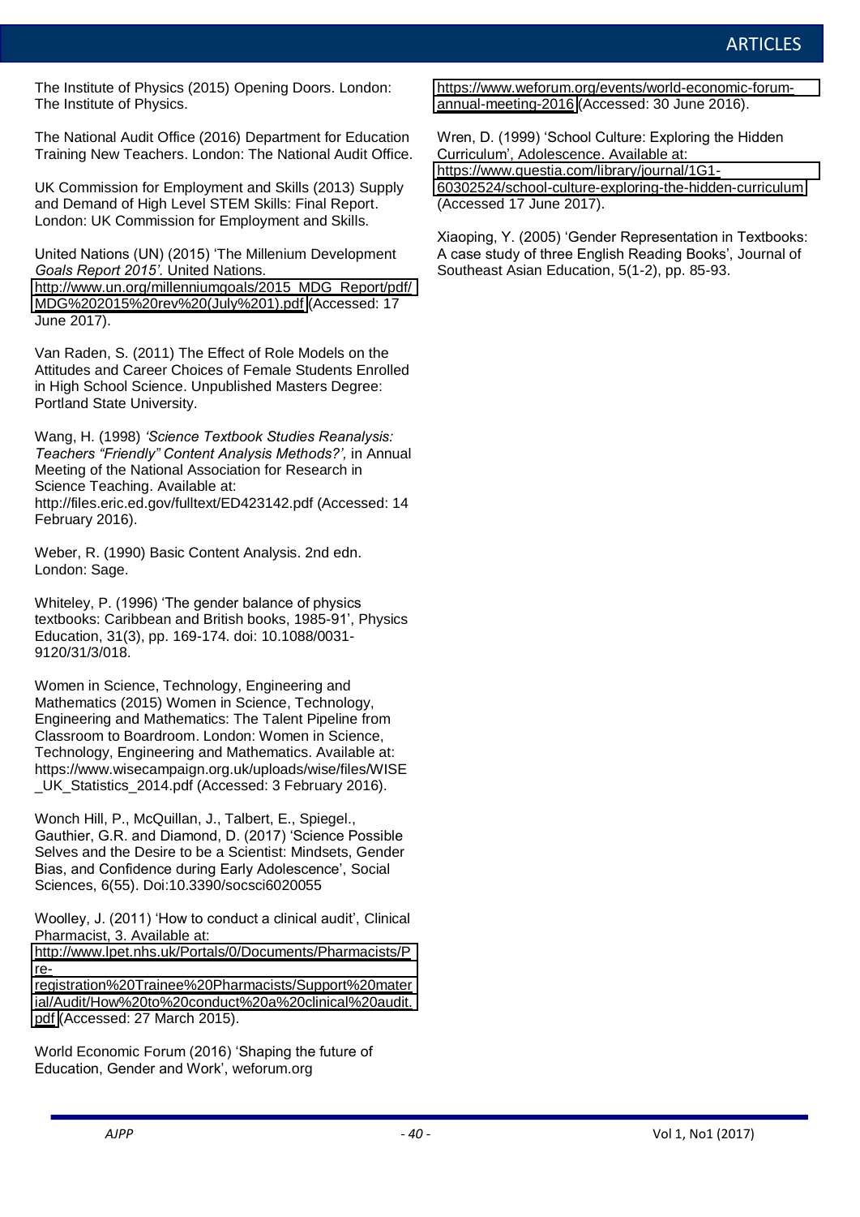The Institute of Physics (2015) Opening Doors. London: The Institute of Physics.

The National Audit Office (2016) Department for Education Training New Teachers. London: The National Audit Office.

UK Commission for Employment and Skills (2013) Supply and Demand of High Level STEM Skills: Final Report. London: UK Commission for Employment and Skills.

United Nations (UN) (2015) 'The Millenium Development *Goals Report 2015'*. United Nations. http://www.un.org/millenniumgoals/2015_MDG_Report/pdf/MDG%202015%20rev%20(July%201).pdf (Accessed: 17 June 2017).

Van Raden, S. (2011) The Effect of Role Models on the Attitudes and Career Choices of Female Students Enrolled in High School Science. Unpublished Masters Degree: Portland State University.

Wang, H. (1998) *'Science Textbook Studies Reanalysis: Teachers "Friendly" Content Analysis Methods?',* in Annual Meeting of the National Association for Research in Science Teaching. Available at: http://files.eric.ed.gov/fulltext/ED423142.pdf (Accessed: 14 February 2016).

Weber, R. (1990) Basic Content Analysis. 2nd edn. London: Sage.

Whiteley, P. (1996) 'The gender balance of physics textbooks: Caribbean and British books, 1985-91', Physics Education, 31(3), pp. 169-174. doi: 10.1088/0031-9120/31/3/018.

Women in Science, Technology, Engineering and Mathematics (2015) Women in Science, Technology, Engineering and Mathematics: The Talent Pipeline from Classroom to Boardroom. London: Women in Science, Technology, Engineering and Mathematics. Available at: https://www.wisecampaign.org.uk/uploads/wise/files/WISE_UK_Statistics_2014.pdf (Accessed: 3 February 2016).

Wonch Hill, P., McQuillan, J., Talbert, E., Spiegel., Gauthier, G.R. and Diamond, D. (2017) 'Science Possible Selves and the Desire to be a Scientist: Mindsets, Gender Bias, and Confidence during Early Adolescence', Social Sciences, 6(55). Doi:10.3390/socsci6020055

Woolley, J. (2011) 'How to conduct a clinical audit', Clinical Pharmacist, 3. Available at: http://www.lpet.nhs.uk/Portals/0/Documents/Pharmacists/Pre-registration%20Trainee%20Pharmacists/Support%20material/Audit/How%20to%20conduct%20a%20clinical%20audit.pdf (Accessed: 27 March 2015).

World Economic Forum (2016) 'Shaping the future of Education, Gender and Work', weforum.org https://www.weforum.org/events/world-economic-forum-annual-meeting-2016 (Accessed: 30 June 2016).

Wren, D. (1999) 'School Culture: Exploring the Hidden Curriculum', Adolescence. Available at: https://www.questia.com/library/journal/1G1-60302524/school-culture-exploring-the-hidden-curriculum (Accessed 17 June 2017).

Xiaoping, Y. (2005) 'Gender Representation in Textbooks: A case study of three English Reading Books', Journal of Southeast Asian Education, 5(1-2), pp. 85-93.